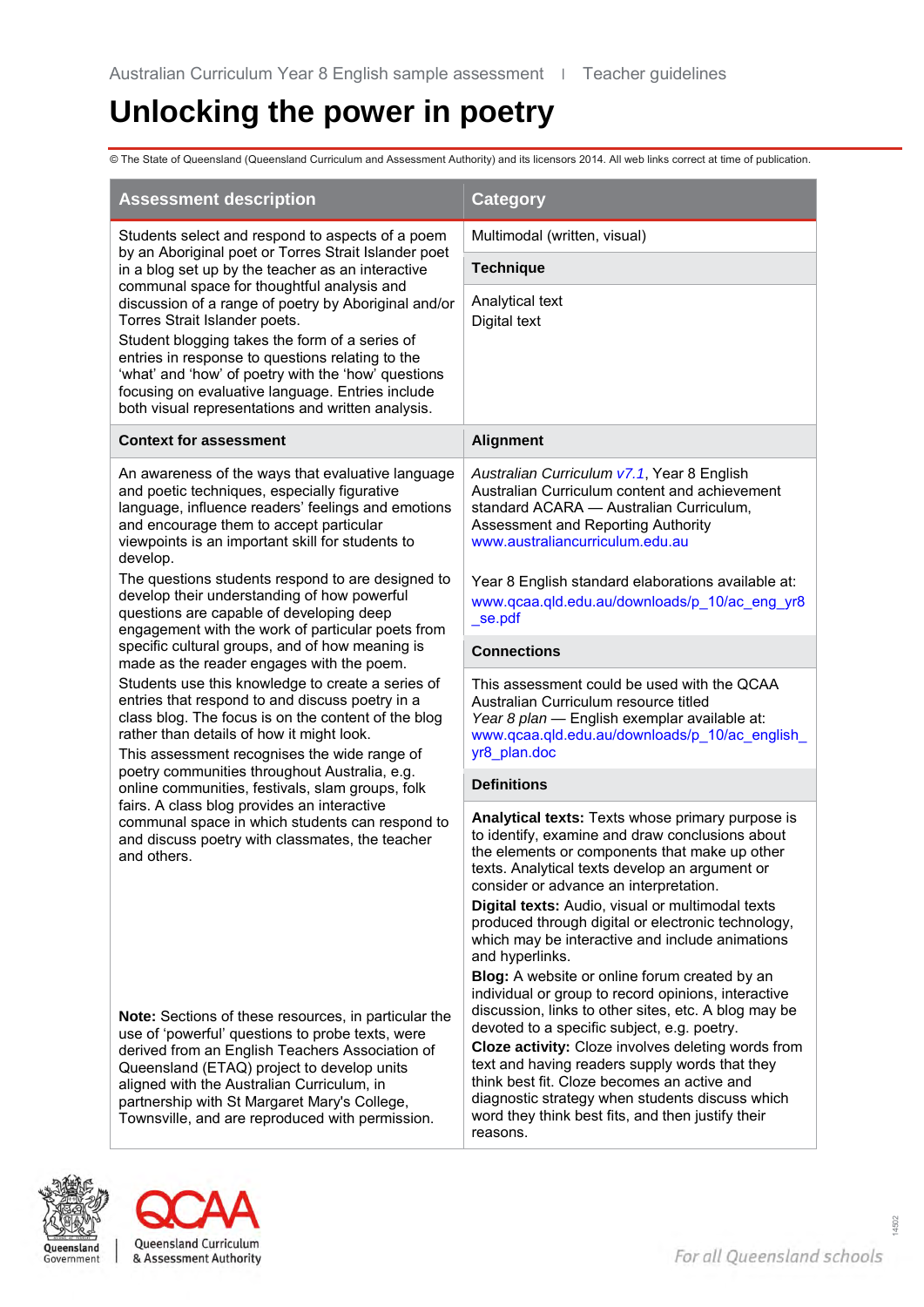Australian Curriculum Year 8 English sample assessment | Teacher guidelines

# Unlocking the power in poetry

© The State of Queensland (Queensland Curriculum and Assessment Authority) and its licensors 2014. All web links correct at time of publication.

## Assessment description

Students select and respond to aspects of a poem by an Aboriginal poet or Torres Strait Islander poet in a blog set up by the teacher as an interactive communal space for thoughtful analysis and discussion of a range of poetry by Aboriginal and/or Torres Strait Islander poets.

Student blogging takes the form of a series of entries in response to questions relating to the 'what' and 'how' of poetry with the 'how' questions focusing on evaluative language. Entries include both visual representations and written analysis.

## Category

Multimodal (written, visual)

## Technique

Analytical text
Digital text

## Context for assessment

An awareness of the ways that evaluative language and poetic techniques, especially figurative language, influence readers' feelings and emotions and encourage them to accept particular viewpoints is an important skill for students to develop.

The questions students respond to are designed to develop their understanding of how powerful questions are capable of developing deep engagement with the work of particular poets from specific cultural groups, and of how meaning is made as the reader engages with the poem.

Students use this knowledge to create a series of entries that respond to and discuss poetry in a class blog. The focus is on the content of the blog rather than details of how it might look.

This assessment recognises the wide range of poetry communities throughout Australia, e.g. online communities, festivals, slam groups, folk fairs. A class blog provides an interactive communal space in which students can respond to and discuss poetry with classmates, the teacher and others.

**Note:** Sections of these resources, in particular the use of 'powerful' questions to probe texts, were derived from an English Teachers Association of Queensland (ETAQ) project to develop units aligned with the Australian Curriculum, in partnership with St Margaret Mary's College, Townsville, and are reproduced with permission.

## Alignment

*Australian Curriculum v7.1*, Year 8 English Australian Curriculum content and achievement standard ACARA — Australian Curriculum, Assessment and Reporting Authority www.australiancurriculum.edu.au

Year 8 English standard elaborations available at: www.qcaa.qld.edu.au/downloads/p_10/ac_eng_yr8_se.pdf

## Connections

This assessment could be used with the QCAA Australian Curriculum resource titled *Year 8 plan* — English exemplar available at: www.qcaa.qld.edu.au/downloads/p_10/ac_english_yr8_plan.doc

## Definitions

**Analytical texts:** Texts whose primary purpose is to identify, examine and draw conclusions about the elements or components that make up other texts. Analytical texts develop an argument or consider or advance an interpretation.

**Digital texts:** Audio, visual or multimodal texts produced through digital or electronic technology, which may be interactive and include animations and hyperlinks.

**Blog:** A website or online forum created by an individual or group to record opinions, interactive discussion, links to other sites, etc. A blog may be devoted to a specific subject, e.g. poetry.

**Cloze activity:** Cloze involves deleting words from text and having readers supply words that they think best fit. Cloze becomes an active and diagnostic strategy when students discuss which word they think best fits, and then justify their reasons.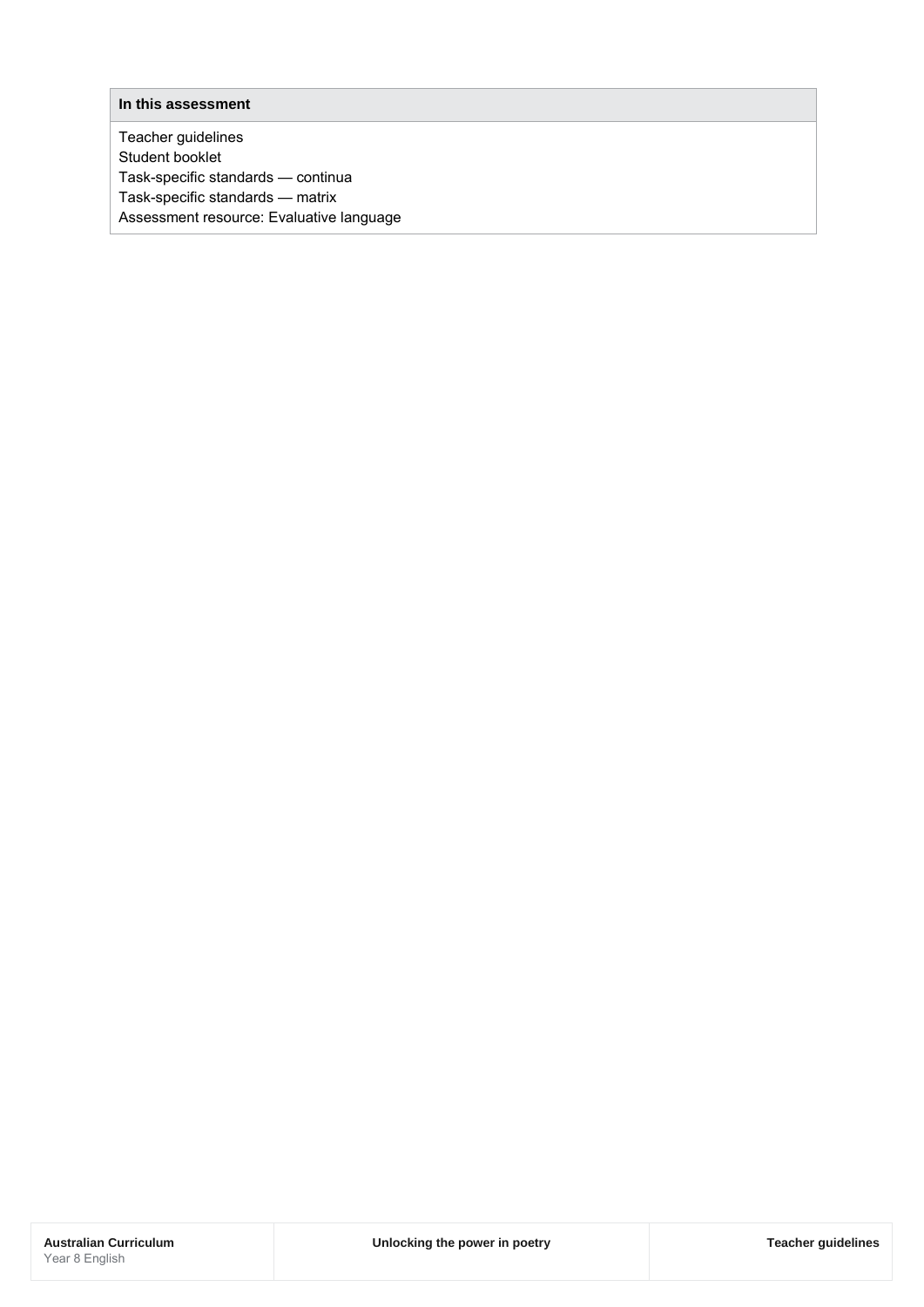| In this assessment |
| --- |
| Teacher guidelines<br>Student booklet<br>Task-specific standards — continua<br>Task-specific standards — matrix<br>Assessment resource: Evaluative language |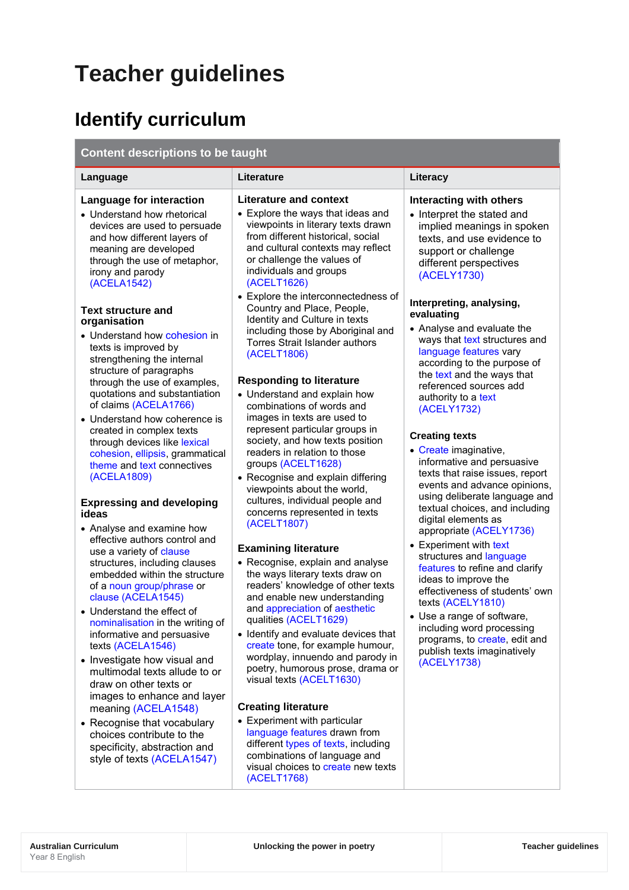# Teacher guidelines

## Identify curriculum

**Content descriptions to be taught**

| Language | Literature | Literacy |
|---|---|---|
| **Language for interaction**<br>• Understand how rhetorical devices are used to persuade and how different layers of meaning are developed through the use of metaphor, irony and parody (ACELA1542)<br><br>**Text structure and organisation**<br>• Understand how cohesion in texts is improved by strengthening the internal structure of paragraphs through the use of examples, quotations and substantiation of claims (ACELA1766)<br>• Understand how coherence is created in complex texts through devices like lexical cohesion, ellipsis, grammatical theme and text connectives (ACELA1809)<br><br>**Expressing and developing ideas**<br>• Analyse and examine how effective authors control and use a variety of clause structures, including clauses embedded within the structure of a noun group/phrase or clause (ACELA1545)<br>• Understand the effect of nominalisation in the writing of informative and persuasive texts (ACELA1546)<br>• Investigate how visual and multimodal texts allude to or draw on other texts or images to enhance and layer meaning (ACELA1548)<br>• Recognise that vocabulary choices contribute to the specificity, abstraction and style of texts (ACELA1547) | **Literature and context**<br>• Explore the ways that ideas and viewpoints in literary texts drawn from different historical, social and cultural contexts may reflect or challenge the values of individuals and groups (ACELT1626)<br>• Explore the interconnectedness of Country and Place, People, Identity and Culture in texts including those by Aboriginal and Torres Strait Islander authors (ACELT1806)<br><br>**Responding to literature**<br>• Understand and explain how combinations of words and images in texts are used to represent particular groups in society, and how texts position readers in relation to those groups (ACELT1628)<br>• Recognise and explain differing viewpoints about the world, cultures, individual people and concerns represented in texts (ACELT1807)<br><br>**Examining literature**<br>• Recognise, explain and analyse the ways literary texts draw on readers' knowledge of other texts and enable new understanding and appreciation of aesthetic qualities (ACELT1629)<br>• Identify and evaluate devices that create tone, for example humour, wordplay, innuendo and parody in poetry, humorous prose, drama or visual texts (ACELT1630)<br><br>**Creating literature**<br>• Experiment with particular language features drawn from different types of texts, including combinations of language and visual choices to create new texts (ACELT1768) | **Interacting with others**<br>• Interpret the stated and implied meanings in spoken texts, and use evidence to support or challenge different perspectives (ACELY1730)<br><br>**Interpreting, analysing, evaluating**<br>• Analyse and evaluate the ways that text structures and language features vary according to the purpose of the text and the ways that referenced sources add authority to a text (ACELY1732)<br><br>**Creating texts**<br>• Create imaginative, informative and persuasive texts that raise issues, report events and advance opinions, using deliberate language and textual choices, and including digital elements as appropriate (ACELY1736)<br>• Experiment with text structures and language features to refine and clarify ideas to improve the effectiveness of students' own texts (ACELY1810)<br>• Use a range of software, including word processing programs, to create, edit and publish texts imaginatively (ACELY1738) |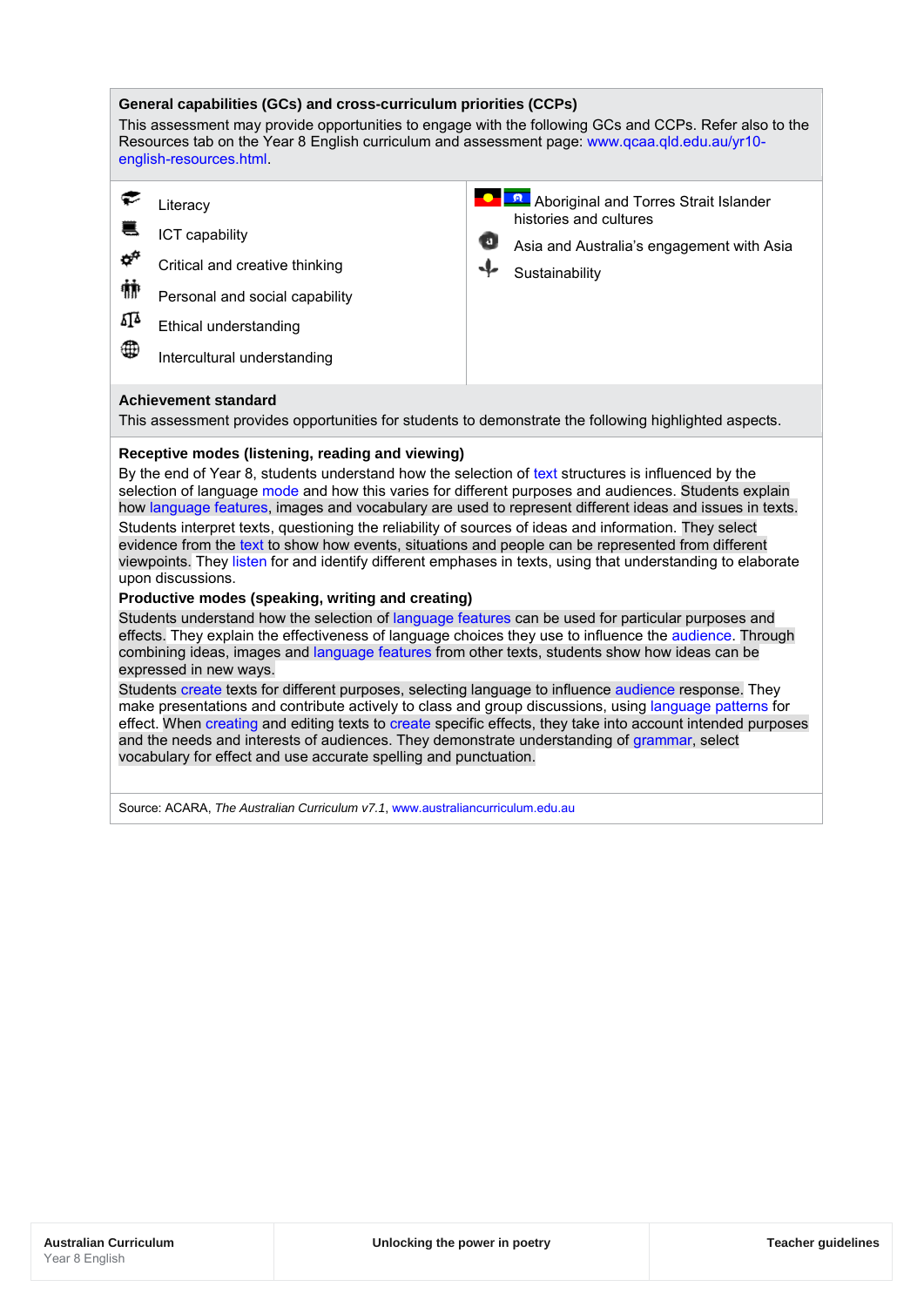**General capabilities (GCs) and cross-curriculum priorities (CCPs)**

This assessment may provide opportunities to engage with the following GCs and CCPs. Refer also to the Resources tab on the Year 8 English curriculum and assessment page: www.qcaa.qld.edu.au/yr10-english-resources.html.

- Literacy
- ICT capability
- Critical and creative thinking
- Personal and social capability
- Ethical understanding
- Intercultural understanding

- Aboriginal and Torres Strait Islander histories and cultures
- Asia and Australia's engagement with Asia
- Sustainability

**Achievement standard**

This assessment provides opportunities for students to demonstrate the following highlighted aspects.

**Receptive modes (listening, reading and viewing)**

By the end of Year 8, students understand how the selection of text structures is influenced by the selection of language mode and how this varies for different purposes and audiences. Students explain how language features, images and vocabulary are used to represent different ideas and issues in texts.

Students interpret texts, questioning the reliability of sources of ideas and information. They select evidence from the text to show how events, situations and people can be represented from different viewpoints. They listen for and identify different emphases in texts, using that understanding to elaborate upon discussions.

**Productive modes (speaking, writing and creating)**

Students understand how the selection of language features can be used for particular purposes and effects. They explain the effectiveness of language choices they use to influence the audience. Through combining ideas, images and language features from other texts, students show how ideas can be expressed in new ways.

Students create texts for different purposes, selecting language to influence audience response. They make presentations and contribute actively to class and group discussions, using language patterns for effect. When creating and editing texts to create specific effects, they take into account intended purposes and the needs and interests of audiences. They demonstrate understanding of grammar, select vocabulary for effect and use accurate spelling and punctuation.

Source: ACARA, *The Australian Curriculum v7.1*, www.australiancurriculum.edu.au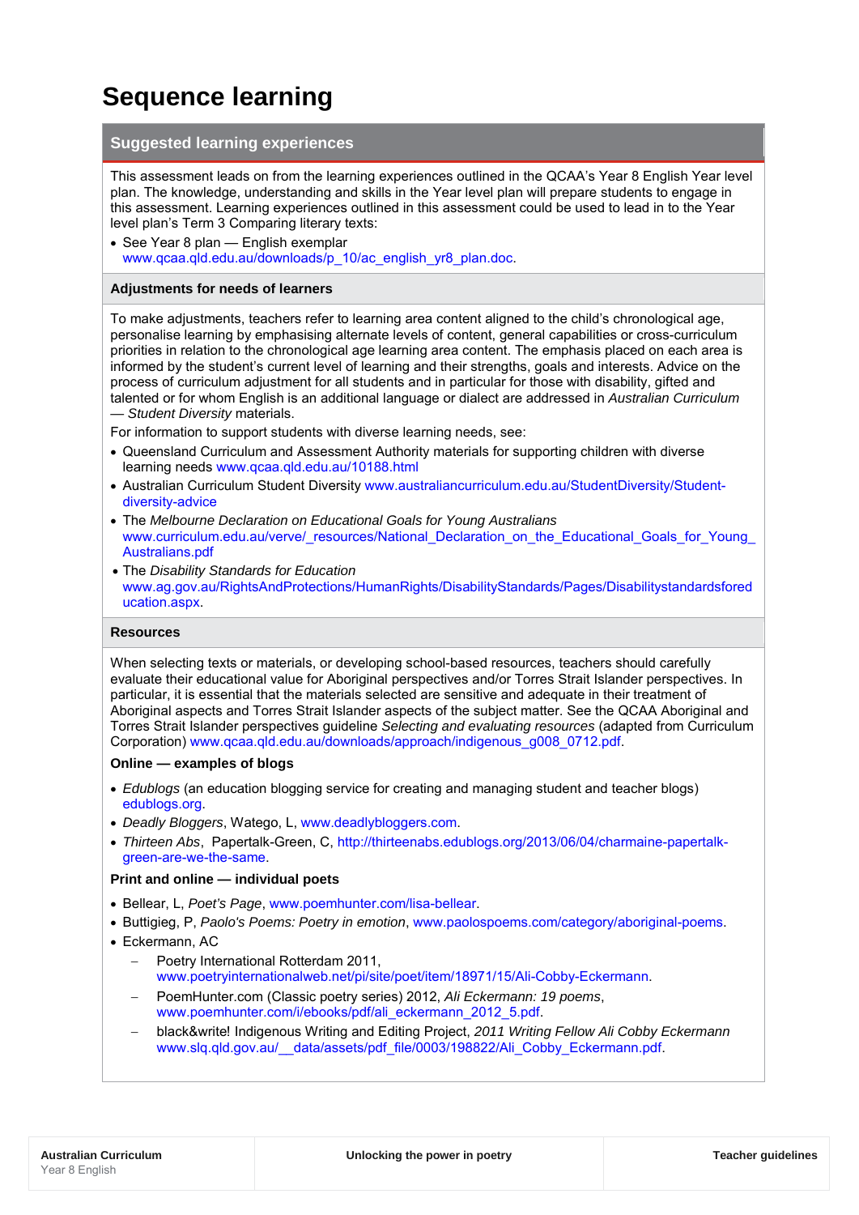# Sequence learning

## Suggested learning experiences

This assessment leads on from the learning experiences outlined in the QCAA's Year 8 English Year level plan. The knowledge, understanding and skills in the Year level plan will prepare students to engage in this assessment. Learning experiences outlined in this assessment could be used to lead in to the Year level plan's Term 3 Comparing literary texts:

- See Year 8 plan — English exemplar www.qcaa.qld.edu.au/downloads/p_10/ac_english_yr8_plan.doc.

### Adjustments for needs of learners

To make adjustments, teachers refer to learning area content aligned to the child's chronological age, personalise learning by emphasising alternate levels of content, general capabilities or cross-curriculum priorities in relation to the chronological age learning area content. The emphasis placed on each area is informed by the student's current level of learning and their strengths, goals and interests. Advice on the process of curriculum adjustment for all students and in particular for those with disability, gifted and talented or for whom English is an additional language or dialect are addressed in *Australian Curriculum — Student Diversity* materials.

For information to support students with diverse learning needs, see:

- Queensland Curriculum and Assessment Authority materials for supporting children with diverse learning needs www.qcaa.qld.edu.au/10188.html
- Australian Curriculum Student Diversity www.australiancurriculum.edu.au/StudentDiversity/Student-diversity-advice
- The *Melbourne Declaration on Educational Goals for Young Australians* www.curriculum.edu.au/verve/_resources/National_Declaration_on_the_Educational_Goals_for_Young_Australians.pdf
- The *Disability Standards for Education* www.ag.gov.au/RightsAndProtections/HumanRights/DisabilityStandards/Pages/Disabilitystandardsforeducation.aspx.

### Resources

When selecting texts or materials, or developing school-based resources, teachers should carefully evaluate their educational value for Aboriginal perspectives and/or Torres Strait Islander perspectives. In particular, it is essential that the materials selected are sensitive and adequate in their treatment of Aboriginal aspects and Torres Strait Islander aspects of the subject matter. See the QCAA Aboriginal and Torres Strait Islander perspectives guideline *Selecting and evaluating resources* (adapted from Curriculum Corporation) www.qcaa.qld.edu.au/downloads/approach/indigenous_g008_0712.pdf.

**Online — examples of blogs**

- *Edublogs* (an education blogging service for creating and managing student and teacher blogs) edublogs.org.
- *Deadly Bloggers*, Watego, L, www.deadlybloggers.com.
- *Thirteen Abs*, Papertalk-Green, C, http://thirteenabs.edublogs.org/2013/06/04/charmaine-papertalk-green-are-we-the-same.

**Print and online — individual poets**

- Bellear, L, *Poet's Page*, www.poemhunter.com/lisa-bellear.
- Buttigieg, P, *Paolo's Poems: Poetry in emotion*, www.paolospoems.com/category/aboriginal-poems.
- Eckermann, AC
  - Poetry International Rotterdam 2011, www.poetryinternationalweb.net/pi/site/poet/item/18971/15/Ali-Cobby-Eckermann.
  - PoemHunter.com (Classic poetry series) 2012, *Ali Eckermann: 19 poems*, www.poemhunter.com/i/ebooks/pdf/ali_eckermann_2012_5.pdf.
  - black&write! Indigenous Writing and Editing Project, *2011 Writing Fellow Ali Cobby Eckermann* www.slq.qld.gov.au/__data/assets/pdf_file/0003/198822/Ali_Cobby_Eckermann.pdf.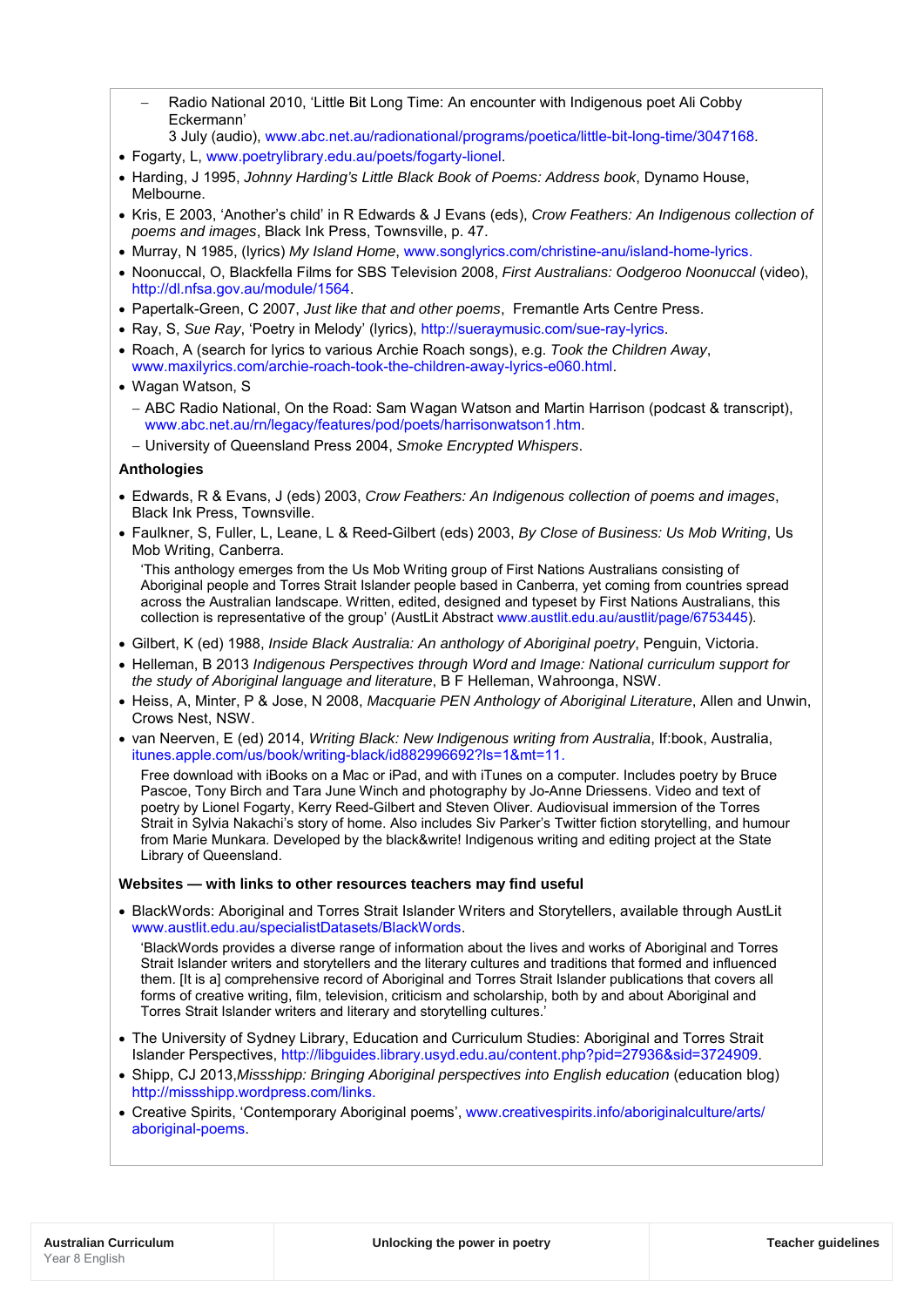- Radio National 2010, 'Little Bit Long Time: An encounter with Indigenous poet Ali Cobby Eckermann' 3 July (audio), www.abc.net.au/radionational/programs/poetica/little-bit-long-time/3047168.
- Fogarty, L, www.poetrylibrary.edu.au/poets/fogarty-lionel.
- Harding, J 1995, *Johnny Harding's Little Black Book of Poems: Address book*, Dynamo House, Melbourne.
- Kris, E 2003, 'Another's child' in R Edwards & J Evans (eds), *Crow Feathers: An Indigenous collection of poems and images*, Black Ink Press, Townsville, p. 47.
- Murray, N 1985, (lyrics) *My Island Home*, www.songlyrics.com/christine-anu/island-home-lyrics.
- Noonuccal, O, Blackfella Films for SBS Television 2008, *First Australians: Oodgeroo Noonuccal* (video), http://dl.nfsa.gov.au/module/1564.
- Papertalk-Green, C 2007, *Just like that and other poems*, Fremantle Arts Centre Press.
- Ray, S, *Sue Ray*, 'Poetry in Melody' (lyrics), http://sueraymusic.com/sue-ray-lyrics.
- Roach, A (search for lyrics to various Archie Roach songs), e.g. *Took the Children Away*, www.maxilyrics.com/archie-roach-took-the-children-away-lyrics-e060.html.
- Wagan Watson, S
  - ABC Radio National, On the Road: Sam Wagan Watson and Martin Harrison (podcast & transcript), www.abc.net.au/rn/legacy/features/pod/poets/harrisonwatson1.htm.
  - University of Queensland Press 2004, *Smoke Encrypted Whispers*.

**Anthologies**

- Edwards, R & Evans, J (eds) 2003, *Crow Feathers: An Indigenous collection of poems and images*, Black Ink Press, Townsville.
- Faulkner, S, Fuller, L, Leane, L & Reed-Gilbert (eds) 2003, *By Close of Business: Us Mob Writing*, Us Mob Writing, Canberra.

  'This anthology emerges from the Us Mob Writing group of First Nations Australians consisting of Aboriginal people and Torres Strait Islander people based in Canberra, yet coming from countries spread across the Australian landscape. Written, edited, designed and typeset by First Nations Australians, this collection is representative of the group' (AustLit Abstract www.austlit.edu.au/austlit/page/6753445).
- Gilbert, K (ed) 1988, *Inside Black Australia: An anthology of Aboriginal poetry*, Penguin, Victoria.
- Helleman, B 2013 *Indigenous Perspectives through Word and Image: National curriculum support for the study of Aboriginal language and literature*, B F Helleman, Wahroonga, NSW.
- Heiss, A, Minter, P & Jose, N 2008, *Macquarie PEN Anthology of Aboriginal Literature*, Allen and Unwin, Crows Nest, NSW.
- van Neerven, E (ed) 2014, *Writing Black: New Indigenous writing from Australia*, If:book, Australia, itunes.apple.com/us/book/writing-black/id882996692?ls=1&mt=11.

  Free download with iBooks on a Mac or iPad, and with iTunes on a computer. Includes poetry by Bruce Pascoe, Tony Birch and Tara June Winch and photography by Jo-Anne Driessens. Video and text of poetry by Lionel Fogarty, Kerry Reed-Gilbert and Steven Oliver. Audiovisual immersion of the Torres Strait in Sylvia Nakachi's story of home. Also includes Siv Parker's Twitter fiction storytelling, and humour from Marie Munkara. Developed by the black&write! Indigenous writing and editing project at the State Library of Queensland.

**Websites — with links to other resources teachers may find useful**

- BlackWords: Aboriginal and Torres Strait Islander Writers and Storytellers, available through AustLit www.austlit.edu.au/specialistDatasets/BlackWords.

  'BlackWords provides a diverse range of information about the lives and works of Aboriginal and Torres Strait Islander writers and storytellers and the literary cultures and traditions that formed and influenced them. [It is a] comprehensive record of Aboriginal and Torres Strait Islander publications that covers all forms of creative writing, film, television, criticism and scholarship, both by and about Aboriginal and Torres Strait Islander writers and literary and storytelling cultures.'
- The University of Sydney Library, Education and Curriculum Studies: Aboriginal and Torres Strait Islander Perspectives, http://libguides.library.usyd.edu.au/content.php?pid=27936&sid=3724909.
- Shipp, CJ 2013,*Missshipp: Bringing Aboriginal perspectives into English education* (education blog) http://missshipp.wordpress.com/links.
- Creative Spirits, 'Contemporary Aboriginal poems', www.creativespirits.info/aboriginalculture/arts/aboriginal-poems.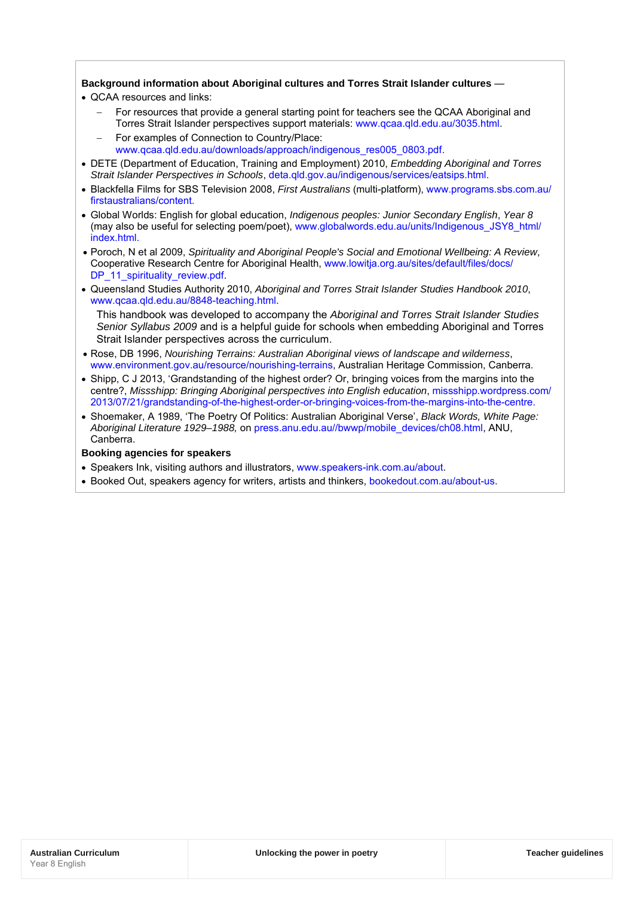**Background information about Aboriginal cultures and Torres Strait Islander cultures** —

- QCAA resources and links:
  - For resources that provide a general starting point for teachers see the QCAA Aboriginal and Torres Strait Islander perspectives support materials: www.qcaa.qld.edu.au/3035.html.
  - For examples of Connection to Country/Place: www.qcaa.qld.edu.au/downloads/approach/indigenous_res005_0803.pdf.
- DETE (Department of Education, Training and Employment) 2010, *Embedding Aboriginal and Torres Strait Islander Perspectives in Schools*, deta.qld.gov.au/indigenous/services/eatsips.html.
- Blackfella Films for SBS Television 2008, *First Australians* (multi-platform), www.programs.sbs.com.au/firstaustralians/content.
- Global Worlds: English for global education, *Indigenous peoples: Junior Secondary English*, *Year 8* (may also be useful for selecting poem/poet), www.globalwords.edu.au/units/Indigenous_JSY8_html/index.html.
- Poroch, N et al 2009, *Spirituality and Aboriginal People's Social and Emotional Wellbeing: A Review*, Cooperative Research Centre for Aboriginal Health, www.lowitja.org.au/sites/default/files/docs/DP_11_spirituality_review.pdf.
- Queensland Studies Authority 2010, *Aboriginal and Torres Strait Islander Studies Handbook 2010*, www.qcaa.qld.edu.au/8848-teaching.html.

  This handbook was developed to accompany the *Aboriginal and Torres Strait Islander Studies Senior Syllabus 2009* and is a helpful guide for schools when embedding Aboriginal and Torres Strait Islander perspectives across the curriculum.
- Rose, DB 1996, *Nourishing Terrains: Australian Aboriginal views of landscape and wilderness*, www.environment.gov.au/resource/nourishing-terrains, Australian Heritage Commission, Canberra.
- Shipp, C J 2013, 'Grandstanding of the highest order? Or, bringing voices from the margins into the centre?, *Missshipp: Bringing Aboriginal perspectives into English education*, missshipp.wordpress.com/2013/07/21/grandstanding-of-the-highest-order-or-bringing-voices-from-the-margins-into-the-centre.
- Shoemaker, A 1989, 'The Poetry Of Politics: Australian Aboriginal Verse', *Black Words, White Page: Aboriginal Literature 1929–1988,* on press.anu.edu.au//bwwp/mobile_devices/ch08.html, ANU, Canberra.

**Booking agencies for speakers**

- Speakers Ink, visiting authors and illustrators, www.speakers-ink.com.au/about.
- Booked Out, speakers agency for writers, artists and thinkers, bookedout.com.au/about-us.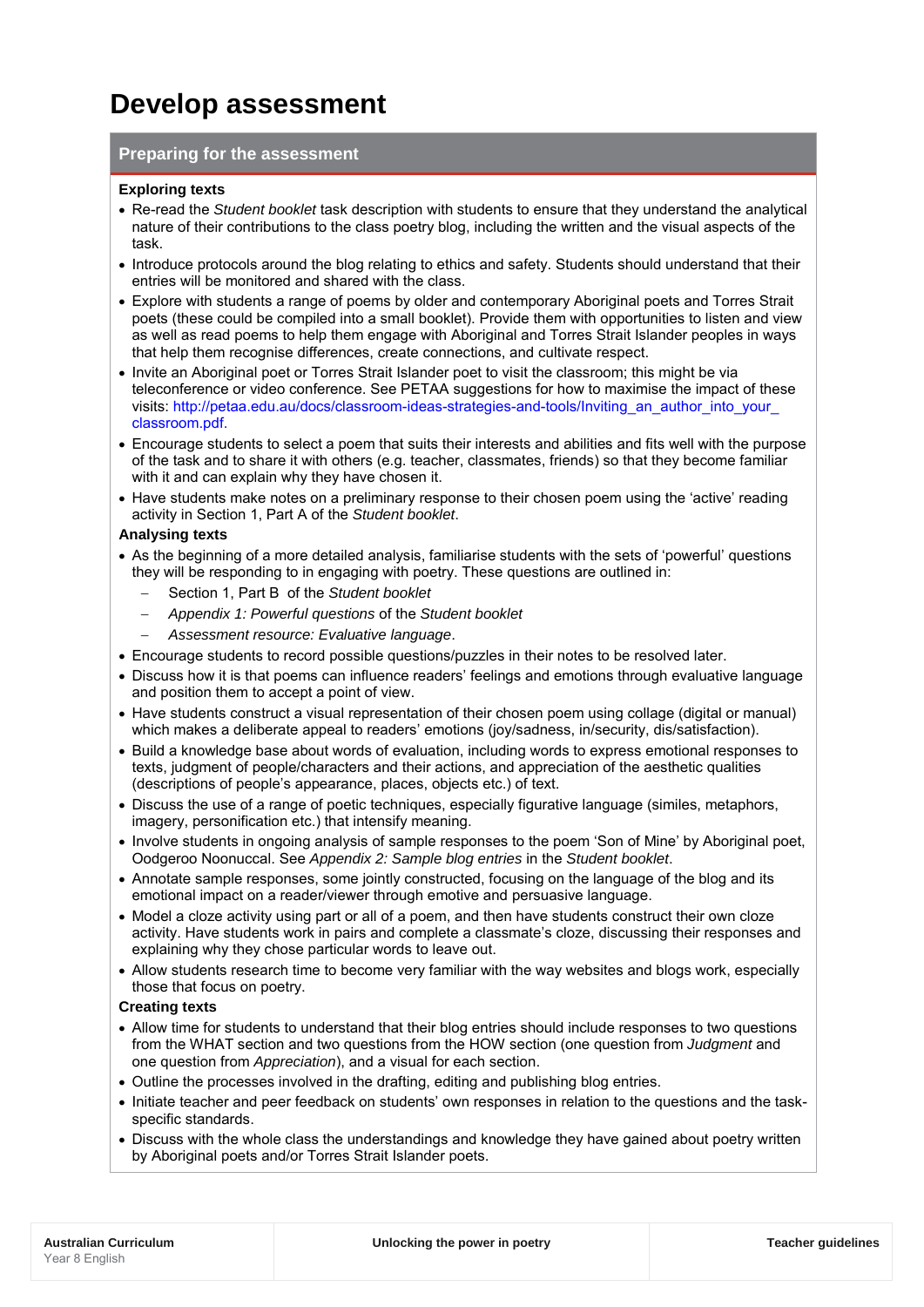# Develop assessment

## Preparing for the assessment

**Exploring texts**

- Re-read the *Student booklet* task description with students to ensure that they understand the analytical nature of their contributions to the class poetry blog, including the written and the visual aspects of the task.
- Introduce protocols around the blog relating to ethics and safety. Students should understand that their entries will be monitored and shared with the class.
- Explore with students a range of poems by older and contemporary Aboriginal poets and Torres Strait poets (these could be compiled into a small booklet). Provide them with opportunities to listen and view as well as read poems to help them engage with Aboriginal and Torres Strait Islander peoples in ways that help them recognise differences, create connections, and cultivate respect.
- Invite an Aboriginal poet or Torres Strait Islander poet to visit the classroom; this might be via teleconference or video conference. See PETAA suggestions for how to maximise the impact of these visits: http://petaa.edu.au/docs/classroom-ideas-strategies-and-tools/Inviting_an_author_into_your_classroom.pdf.
- Encourage students to select a poem that suits their interests and abilities and fits well with the purpose of the task and to share it with others (e.g. teacher, classmates, friends) so that they become familiar with it and can explain why they have chosen it.
- Have students make notes on a preliminary response to their chosen poem using the 'active' reading activity in Section 1, Part A of the *Student booklet*.

**Analysing texts**

- As the beginning of a more detailed analysis, familiarise students with the sets of 'powerful' questions they will be responding to in engaging with poetry. These questions are outlined in:
  - Section 1, Part B of the *Student booklet*
  - *Appendix 1: Powerful questions* of the *Student booklet*
  - *Assessment resource: Evaluative language*.
- Encourage students to record possible questions/puzzles in their notes to be resolved later.
- Discuss how it is that poems can influence readers' feelings and emotions through evaluative language and position them to accept a point of view.
- Have students construct a visual representation of their chosen poem using collage (digital or manual) which makes a deliberate appeal to readers' emotions (joy/sadness, in/security, dis/satisfaction).
- Build a knowledge base about words of evaluation, including words to express emotional responses to texts, judgment of people/characters and their actions, and appreciation of the aesthetic qualities (descriptions of people's appearance, places, objects etc.) of text.
- Discuss the use of a range of poetic techniques, especially figurative language (similes, metaphors, imagery, personification etc.) that intensify meaning.
- Involve students in ongoing analysis of sample responses to the poem 'Son of Mine' by Aboriginal poet, Oodgeroo Noonuccal. See *Appendix 2: Sample blog entries* in the *Student booklet*.
- Annotate sample responses, some jointly constructed, focusing on the language of the blog and its emotional impact on a reader/viewer through emotive and persuasive language.
- Model a cloze activity using part or all of a poem, and then have students construct their own cloze activity. Have students work in pairs and complete a classmate's cloze, discussing their responses and explaining why they chose particular words to leave out.
- Allow students research time to become very familiar with the way websites and blogs work, especially those that focus on poetry.

**Creating texts**

- Allow time for students to understand that their blog entries should include responses to two questions from the WHAT section and two questions from the HOW section (one question from *Judgment* and one question from *Appreciation*), and a visual for each section.
- Outline the processes involved in the drafting, editing and publishing blog entries.
- Initiate teacher and peer feedback on students' own responses in relation to the questions and the task-specific standards.
- Discuss with the whole class the understandings and knowledge they have gained about poetry written by Aboriginal poets and/or Torres Strait Islander poets.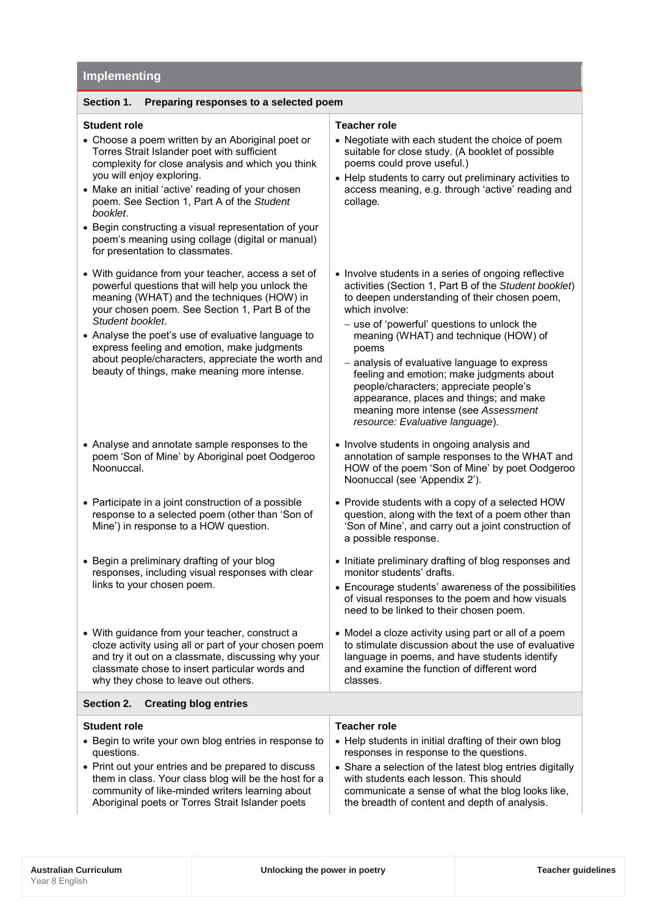## Implementing

### Section 1. Preparing responses to a selected poem

| Student role | Teacher role |
|---|---|
| • Choose a poem written by an Aboriginal poet or Torres Strait Islander poet with sufficient complexity for close analysis and which you think you will enjoy exploring.<br>• Make an initial 'active' reading of your chosen poem. See Section 1, Part A of the *Student booklet*.<br>• Begin constructing a visual representation of your poem's meaning using collage (digital or manual) for presentation to classmates. | • Negotiate with each student the choice of poem suitable for close study. (A booklet of possible poems could prove useful.)<br>• Help students to carry out preliminary activities to access meaning, e.g. through 'active' reading and collage. |
| • With guidance from your teacher, access a set of powerful questions that will help you unlock the meaning (WHAT) and the techniques (HOW) in your chosen poem. See Section 1, Part B of the *Student booklet*.<br>• Analyse the poet's use of evaluative language to express feeling and emotion, make judgments about people/characters, appreciate the worth and beauty of things, make meaning more intense. | • Involve students in a series of ongoing reflective activities (Section 1, Part B of the *Student booklet*) to deepen understanding of their chosen poem, which involve:<br>– use of 'powerful' questions to unlock the meaning (WHAT) and technique (HOW) of poems<br>– analysis of evaluative language to express feeling and emotion; make judgments about people/characters; appreciate people's appearance, places and things; and make meaning more intense (see *Assessment resource: Evaluative language*). |
| • Analyse and annotate sample responses to the poem 'Son of Mine' by Aboriginal poet Oodgeroo Noonuccal. | • Involve students in ongoing analysis and annotation of sample responses to the WHAT and HOW of the poem 'Son of Mine' by poet Oodgeroo Noonuccal (see 'Appendix 2'). |
| • Participate in a joint construction of a possible response to a selected poem (other than 'Son of Mine') in response to a HOW question. | • Provide students with a copy of a selected HOW question, along with the text of a poem other than 'Son of Mine', and carry out a joint construction of a possible response. |
| • Begin a preliminary drafting of your blog responses, including visual responses with clear links to your chosen poem. | • Initiate preliminary drafting of blog responses and monitor students' drafts.<br>• Encourage students' awareness of the possibilities of visual responses to the poem and how visuals need to be linked to their chosen poem. |
| • With guidance from your teacher, construct a cloze activity using all or part of your chosen poem and try it out on a classmate, discussing why your classmate chose to insert particular words and why they chose to leave out others. | • Model a cloze activity using part or all of a poem to stimulate discussion about the use of evaluative language in poems, and have students identify and examine the function of different word classes. |

### Section 2. Creating blog entries

| Student role | Teacher role |
|---|---|
| • Begin to write your own blog entries in response to questions.<br>• Print out your entries and be prepared to discuss them in class. Your class blog will be the host for a community of like-minded writers learning about Aboriginal poets or Torres Strait Islander poets | • Help students in initial drafting of their own blog responses in response to the questions.<br>• Share a selection of the latest blog entries digitally with students each lesson. This should communicate a sense of what the blog looks like, the breadth of content and depth of analysis. |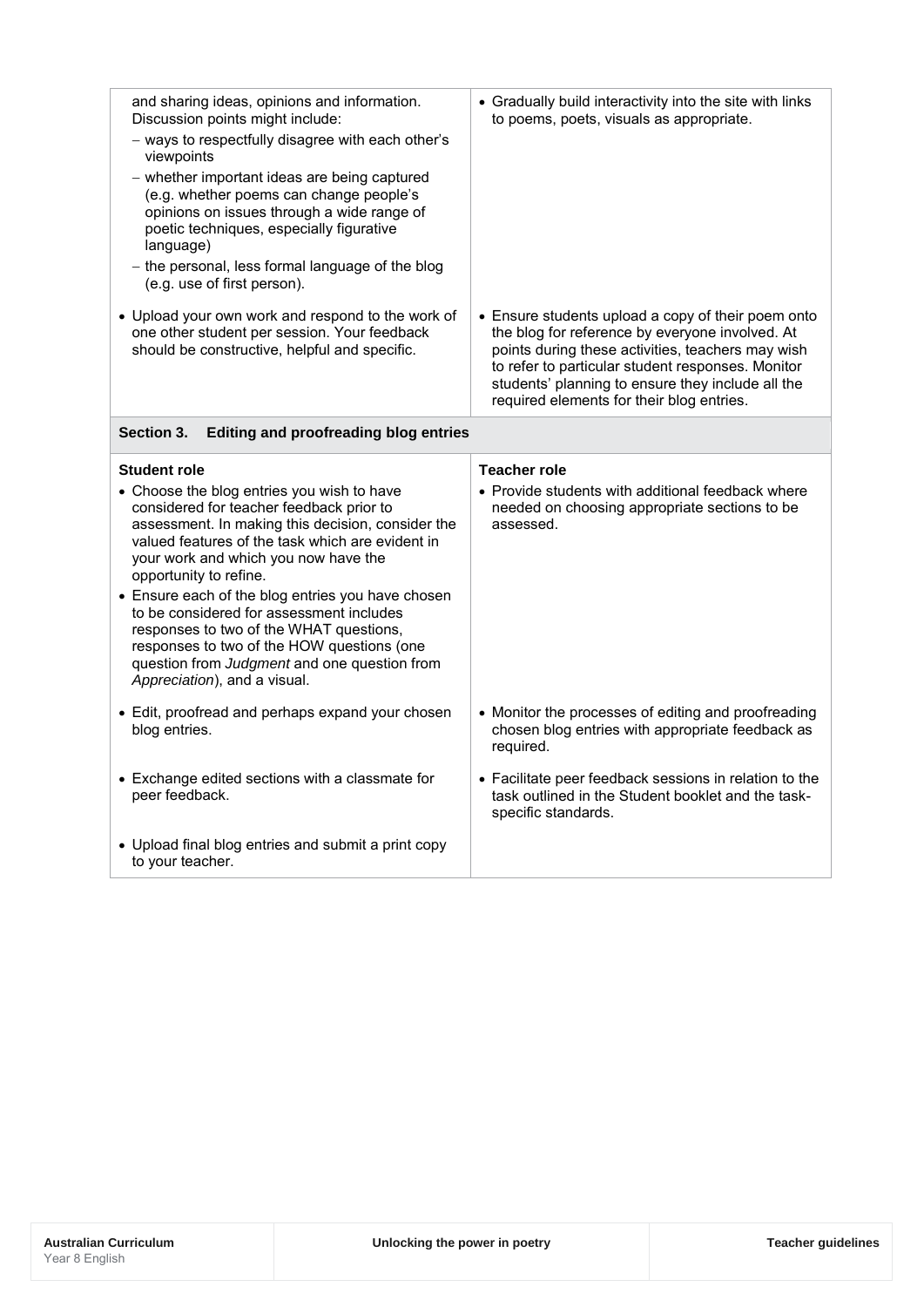| | |
|---|---|
| and sharing ideas, opinions and information. Discussion points might include:<br>– ways to respectfully disagree with each other's viewpoints<br>– whether important ideas are being captured (e.g. whether poems can change people's opinions on issues through a wide range of poetic techniques, especially figurative language)<br>– the personal, less formal language of the blog (e.g. use of first person). | • Gradually build interactivity into the site with links to poems, poets, visuals as appropriate. |
| • Upload your own work and respond to the work of one other student per session. Your feedback should be constructive, helpful and specific. | • Ensure students upload a copy of their poem onto the blog for reference by everyone involved. At points during these activities, teachers may wish to refer to particular student responses. Monitor students' planning to ensure they include all the required elements for their blog entries. |
| **Section 3. Editing and proofreading blog entries** | |
| **Student role** | **Teacher role** |
| • Choose the blog entries you wish to have considered for teacher feedback prior to assessment. In making this decision, consider the valued features of the task which are evident in your work and which you now have the opportunity to refine.<br>• Ensure each of the blog entries you have chosen to be considered for assessment includes responses to two of the WHAT questions, responses to two of the HOW questions (one question from *Judgment* and one question from *Appreciation*), and a visual. | • Provide students with additional feedback where needed on choosing appropriate sections to be assessed. |
| • Edit, proofread and perhaps expand your chosen blog entries. | • Monitor the processes of editing and proofreading chosen blog entries with appropriate feedback as required. |
| • Exchange edited sections with a classmate for peer feedback. | • Facilitate peer feedback sessions in relation to the task outlined in the Student booklet and the task-specific standards. |
| • Upload final blog entries and submit a print copy to your teacher. | |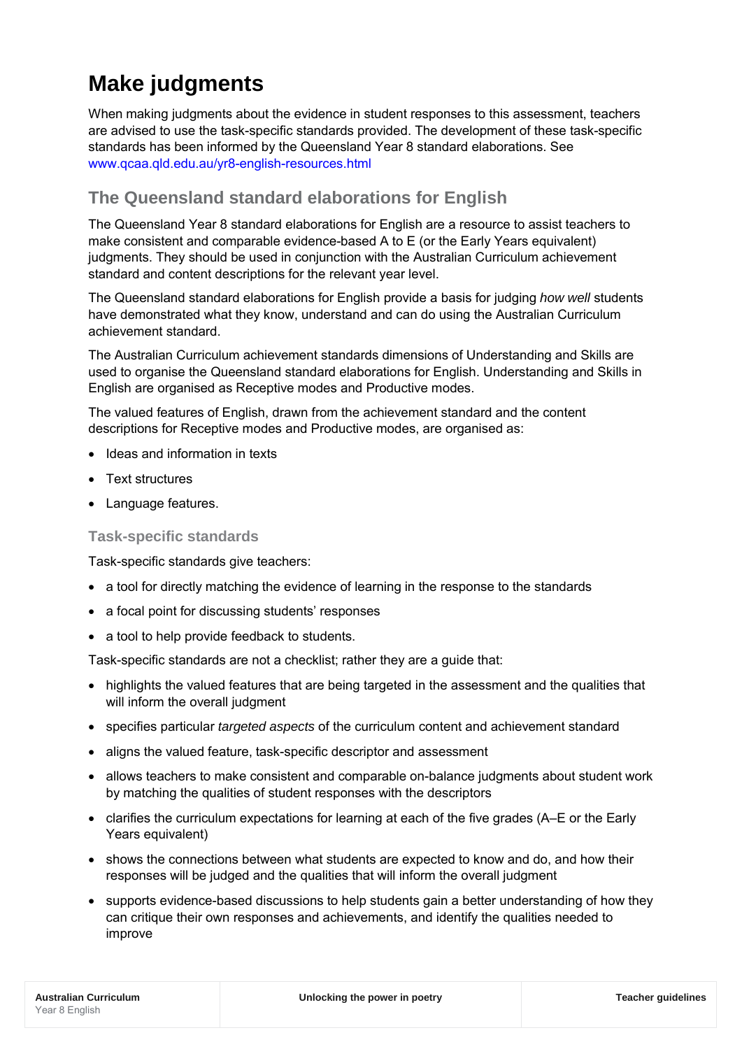# Make judgments

When making judgments about the evidence in student responses to this assessment, teachers are advised to use the task-specific standards provided. The development of these task-specific standards has been informed by the Queensland Year 8 standard elaborations. See www.qcaa.qld.edu.au/yr8-english-resources.html

## The Queensland standard elaborations for English

The Queensland Year 8 standard elaborations for English are a resource to assist teachers to make consistent and comparable evidence-based A to E (or the Early Years equivalent) judgments. They should be used in conjunction with the Australian Curriculum achievement standard and content descriptions for the relevant year level.

The Queensland standard elaborations for English provide a basis for judging *how well* students have demonstrated what they know, understand and can do using the Australian Curriculum achievement standard.

The Australian Curriculum achievement standards dimensions of Understanding and Skills are used to organise the Queensland standard elaborations for English. Understanding and Skills in English are organised as Receptive modes and Productive modes.

The valued features of English, drawn from the achievement standard and the content descriptions for Receptive modes and Productive modes, are organised as:

- Ideas and information in texts
- Text structures
- Language features.

### Task-specific standards

Task-specific standards give teachers:

- a tool for directly matching the evidence of learning in the response to the standards
- a focal point for discussing students' responses
- a tool to help provide feedback to students.

Task-specific standards are not a checklist; rather they are a guide that:

- highlights the valued features that are being targeted in the assessment and the qualities that will inform the overall judgment
- specifies particular *targeted aspects* of the curriculum content and achievement standard
- aligns the valued feature, task-specific descriptor and assessment
- allows teachers to make consistent and comparable on-balance judgments about student work by matching the qualities of student responses with the descriptors
- clarifies the curriculum expectations for learning at each of the five grades (A–E or the Early Years equivalent)
- shows the connections between what students are expected to know and do, and how their responses will be judged and the qualities that will inform the overall judgment
- supports evidence-based discussions to help students gain a better understanding of how they can critique their own responses and achievements, and identify the qualities needed to improve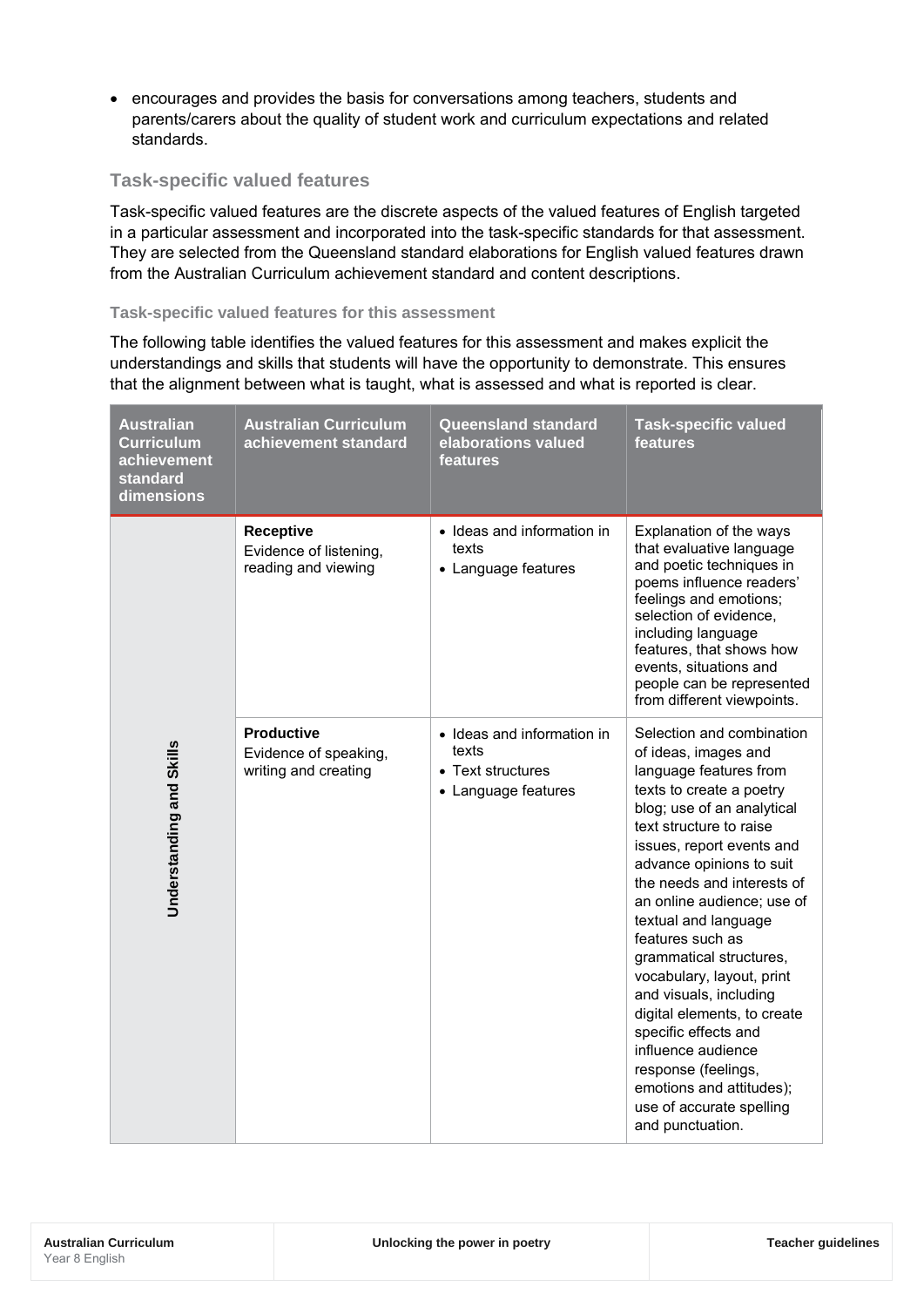- encourages and provides the basis for conversations among teachers, students and parents/carers about the quality of student work and curriculum expectations and related standards.

### Task-specific valued features

Task-specific valued features are the discrete aspects of the valued features of English targeted in a particular assessment and incorporated into the task-specific standards for that assessment. They are selected from the Queensland standard elaborations for English valued features drawn from the Australian Curriculum achievement standard and content descriptions.

#### Task-specific valued features for this assessment

The following table identifies the valued features for this assessment and makes explicit the understandings and skills that students will have the opportunity to demonstrate. This ensures that the alignment between what is taught, what is assessed and what is reported is clear.

| Australian Curriculum achievement standard dimensions | Australian Curriculum achievement standard | Queensland standard elaborations valued features | Task-specific valued features |
|---|---|---|---|
| Understanding and Skills | **Receptive**<br>Evidence of listening, reading and viewing | • Ideas and information in texts<br>• Language features | Explanation of the ways that evaluative language and poetic techniques in poems influence readers' feelings and emotions; selection of evidence, including language features, that shows how events, situations and people can be represented from different viewpoints. |
| | **Productive**<br>Evidence of speaking, writing and creating | • Ideas and information in texts<br>• Text structures<br>• Language features | Selection and combination of ideas, images and language features from texts to create a poetry blog; use of an analytical text structure to raise issues, report events and advance opinions to suit the needs and interests of an online audience; use of textual and language features such as grammatical structures, vocabulary, layout, print and visuals, including digital elements, to create specific effects and influence audience response (feelings, emotions and attitudes); use of accurate spelling and punctuation. |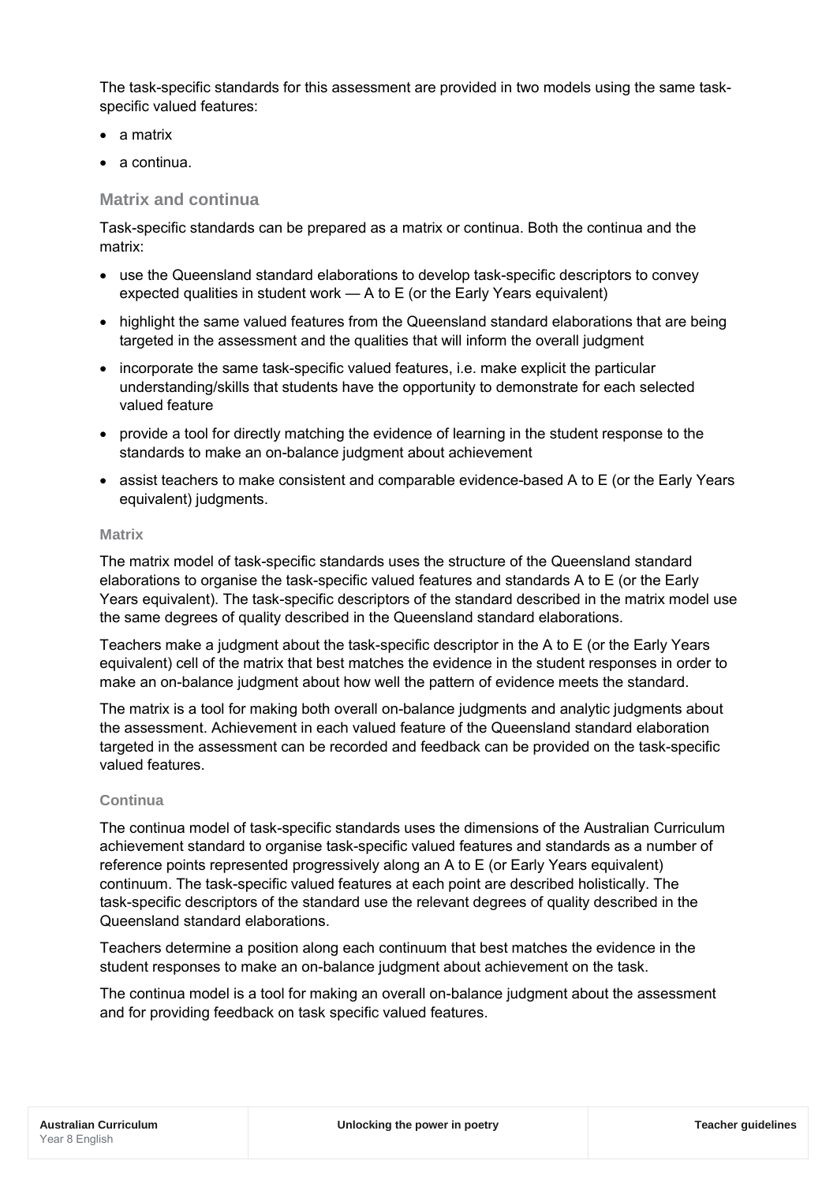The task-specific standards for this assessment are provided in two models using the same task-specific valued features:

- a matrix
- a continua.

## Matrix and continua

Task-specific standards can be prepared as a matrix or continua. Both the continua and the matrix:

- use the Queensland standard elaborations to develop task-specific descriptors to convey expected qualities in student work — A to E (or the Early Years equivalent)
- highlight the same valued features from the Queensland standard elaborations that are being targeted in the assessment and the qualities that will inform the overall judgment
- incorporate the same task-specific valued features, i.e. make explicit the particular understanding/skills that students have the opportunity to demonstrate for each selected valued feature
- provide a tool for directly matching the evidence of learning in the student response to the standards to make an on-balance judgment about achievement
- assist teachers to make consistent and comparable evidence-based A to E (or the Early Years equivalent) judgments.

### Matrix

The matrix model of task-specific standards uses the structure of the Queensland standard elaborations to organise the task-specific valued features and standards A to E (or the Early Years equivalent). The task-specific descriptors of the standard described in the matrix model use the same degrees of quality described in the Queensland standard elaborations.

Teachers make a judgment about the task-specific descriptor in the A to E (or the Early Years equivalent) cell of the matrix that best matches the evidence in the student responses in order to make an on-balance judgment about how well the pattern of evidence meets the standard.

The matrix is a tool for making both overall on-balance judgments and analytic judgments about the assessment. Achievement in each valued feature of the Queensland standard elaboration targeted in the assessment can be recorded and feedback can be provided on the task-specific valued features.

### Continua

The continua model of task-specific standards uses the dimensions of the Australian Curriculum achievement standard to organise task-specific valued features and standards as a number of reference points represented progressively along an A to E (or Early Years equivalent) continuum. The task-specific valued features at each point are described holistically. The task-specific descriptors of the standard use the relevant degrees of quality described in the Queensland standard elaborations.

Teachers determine a position along each continuum that best matches the evidence in the student responses to make an on-balance judgment about achievement on the task.

The continua model is a tool for making an overall on-balance judgment about the assessment and for providing feedback on task specific valued features.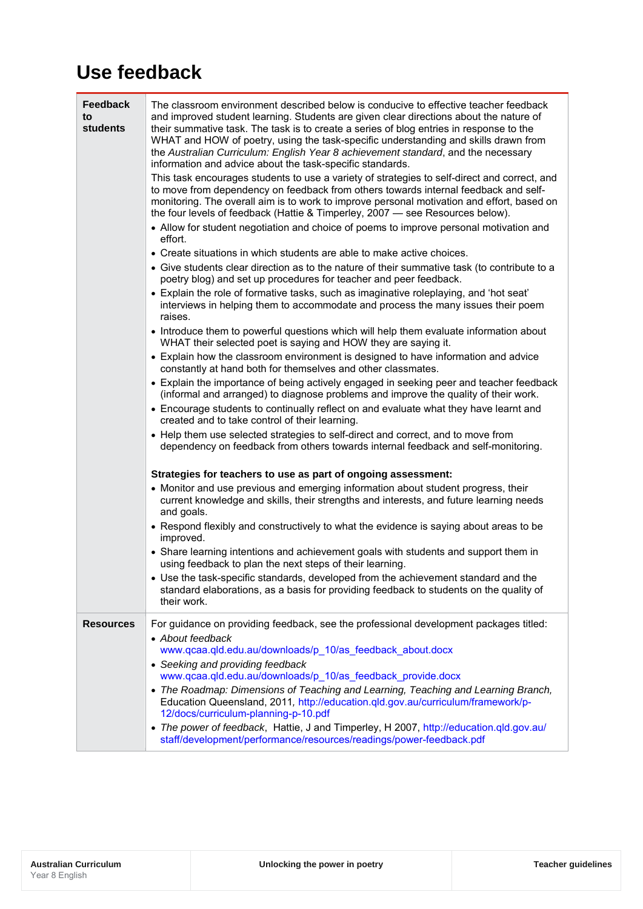# Use feedback

| | |
|---|---|
| **Feedback to students** | The classroom environment described below is conducive to effective teacher feedback and improved student learning. Students are given clear directions about the nature of their summative task. The task is to create a series of blog entries in response to the WHAT and HOW of poetry, using the task-specific understanding and skills drawn from the *Australian Curriculum: English Year 8 achievement standard*, and the necessary information and advice about the task-specific standards.<br>This task encourages students to use a variety of strategies to self-direct and correct, and to move from dependency on feedback from others towards internal feedback and self-monitoring. The overall aim is to work to improve personal motivation and effort, based on the four levels of feedback (Hattie & Timperley, 2007 — see Resources below).<br>• Allow for student negotiation and choice of poems to improve personal motivation and effort.<br>• Create situations in which students are able to make active choices.<br>• Give students clear direction as to the nature of their summative task (to contribute to a poetry blog) and set up procedures for teacher and peer feedback.<br>• Explain the role of formative tasks, such as imaginative roleplaying, and 'hot seat' interviews in helping them to accommodate and process the many issues their poem raises.<br>• Introduce them to powerful questions which will help them evaluate information about WHAT their selected poet is saying and HOW they are saying it.<br>• Explain how the classroom environment is designed to have information and advice constantly at hand both for themselves and other classmates.<br>• Explain the importance of being actively engaged in seeking peer and teacher feedback (informal and arranged) to diagnose problems and improve the quality of their work.<br>• Encourage students to continually reflect on and evaluate what they have learnt and created and to take control of their learning.<br>• Help them use selected strategies to self-direct and correct, and to move from dependency on feedback from others towards internal feedback and self-monitoring.<br><br>**Strategies for teachers to use as part of ongoing assessment:**<br>• Monitor and use previous and emerging information about student progress, their current knowledge and skills, their strengths and interests, and future learning needs and goals.<br>• Respond flexibly and constructively to what the evidence is saying about areas to be improved.<br>• Share learning intentions and achievement goals with students and support them in using feedback to plan the next steps of their learning.<br>• Use the task-specific standards, developed from the achievement standard and the standard elaborations, as a basis for providing feedback to students on the quality of their work. |
| **Resources** | For guidance on providing feedback, see the professional development packages titled:<br>• *About feedback* www.qcaa.qld.edu.au/downloads/p_10/as_feedback_about.docx<br>• *Seeking and providing feedback* www.qcaa.qld.edu.au/downloads/p_10/as_feedback_provide.docx<br>• *The Roadmap: Dimensions of Teaching and Learning, Teaching and Learning Branch,* Education Queensland, 2011, http://education.qld.gov.au/curriculum/framework/p-12/docs/curriculum-planning-p-10.pdf<br>• *The power of feedback*, Hattie, J and Timperley, H 2007, http://education.qld.gov.au/staff/development/performance/resources/readings/power-feedback.pdf |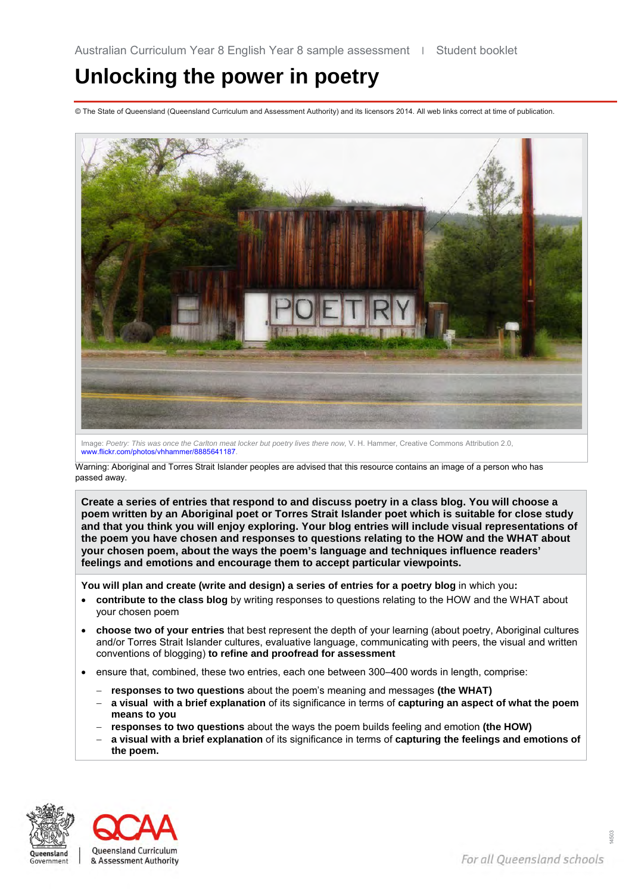Australian Curriculum Year 8 English Year 8 sample assessment | Student booklet

# Unlocking the power in poetry

© The State of Queensland (Queensland Curriculum and Assessment Authority) and its licensors 2014. All web links correct at time of publication.

Image: *Poetry: This was once the Carlton meat locker but poetry lives there now*, V. H. Hammer, Creative Commons Attribution 2.0, www.flickr.com/photos/vhhammer/8885641187.

Warning: Aboriginal and Torres Strait Islander peoples are advised that this resource contains an image of a person who has passed away.

**Create a series of entries that respond to and discuss poetry in a class blog. You will choose a poem written by an Aboriginal poet or Torres Strait Islander poet which is suitable for close study and that you think you will enjoy exploring. Your blog entries will include visual representations of the poem you have chosen and responses to questions relating to the HOW and the WHAT about your chosen poem, about the ways the poem's language and techniques influence readers' feelings and emotions and encourage them to accept particular viewpoints.**

**You will plan and create (write and design) a series of entries for a poetry blog** in which you**:**

- **contribute to the class blog** by writing responses to questions relating to the HOW and the WHAT about your chosen poem
- **choose two of your entries** that best represent the depth of your learning (about poetry, Aboriginal cultures and/or Torres Strait Islander cultures, evaluative language, communicating with peers, the visual and written conventions of blogging) **to refine and proofread for assessment**
- ensure that, combined, these two entries, each one between 300–400 words in length, comprise:
  - **responses to two questions** about the poem's meaning and messages **(the WHAT)**
  - **a visual with a brief explanation** of its significance in terms of **capturing an aspect of what the poem means to you**
  - **responses to two questions** about the ways the poem builds feeling and emotion **(the HOW)**
  - **a visual with a brief explanation** of its significance in terms of **capturing the feelings and emotions of the poem.**

Queensland Government | Queensland Curriculum & Assessment Authority

*For all Queensland schools*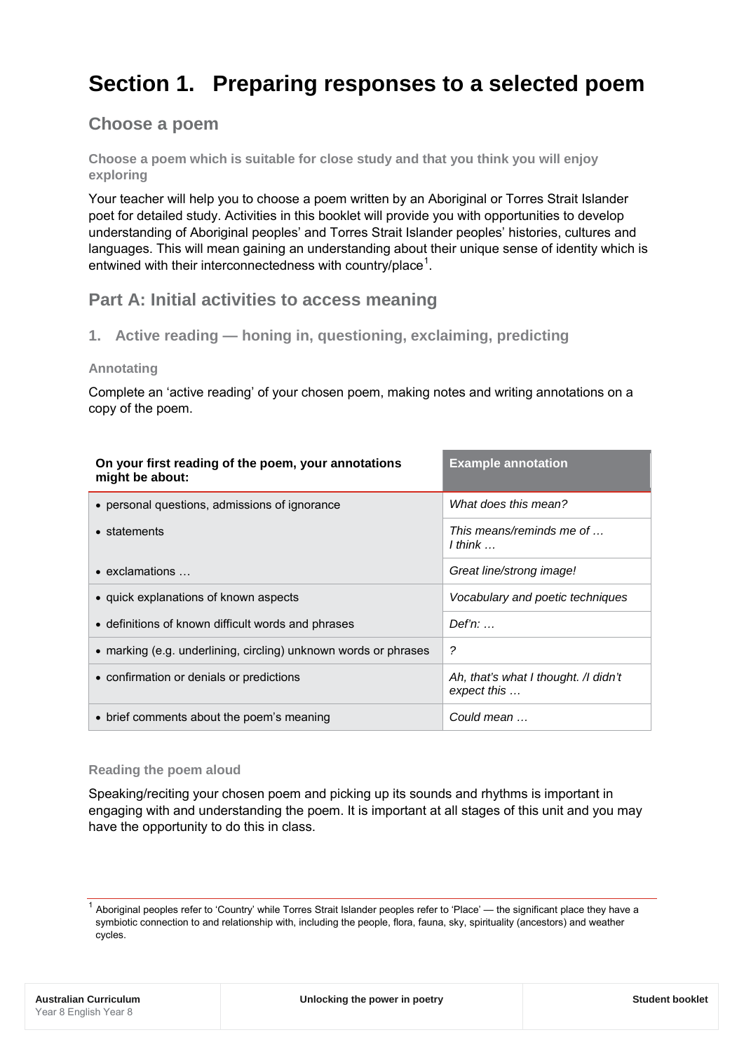# Section 1. Preparing responses to a selected poem

## Choose a poem

### Choose a poem which is suitable for close study and that you think you will enjoy exploring

Your teacher will help you to choose a poem written by an Aboriginal or Torres Strait Islander poet for detailed study. Activities in this booklet will provide you with opportunities to develop understanding of Aboriginal peoples' and Torres Strait Islander peoples' histories, cultures and languages. This will mean gaining an understanding about their unique sense of identity which is entwined with their interconnectedness with country/place[1].

## Part A: Initial activities to access meaning

### 1. Active reading — honing in, questioning, exclaiming, predicting

#### Annotating

Complete an 'active reading' of your chosen poem, making notes and writing annotations on a copy of the poem.

| On your first reading of the poem, your annotations might be about: | Example annotation |
|---|---|
| • personal questions, admissions of ignorance | *What does this mean?* |
| • statements | *This means/reminds me of … I think …* |
| • exclamations … | *Great line/strong image!* |
| • quick explanations of known aspects | *Vocabulary and poetic techniques* |
| • definitions of known difficult words and phrases | *Def'n: …* |
| • marking (e.g. underlining, circling) unknown words or phrases | *?* |
| • confirmation or denials or predictions | *Ah, that's what I thought. /I didn't expect this …* |
| • brief comments about the poem's meaning | *Could mean …* |

#### Reading the poem aloud

Speaking/reciting your chosen poem and picking up its sounds and rhythms is important in engaging with and understanding the poem. It is important at all stages of this unit and you may have the opportunity to do this in class.

[1] Aboriginal peoples refer to 'Country' while Torres Strait Islander peoples refer to 'Place' — the significant place they have a symbiotic connection to and relationship with, including the people, flora, fauna, sky, spirituality (ancestors) and weather cycles.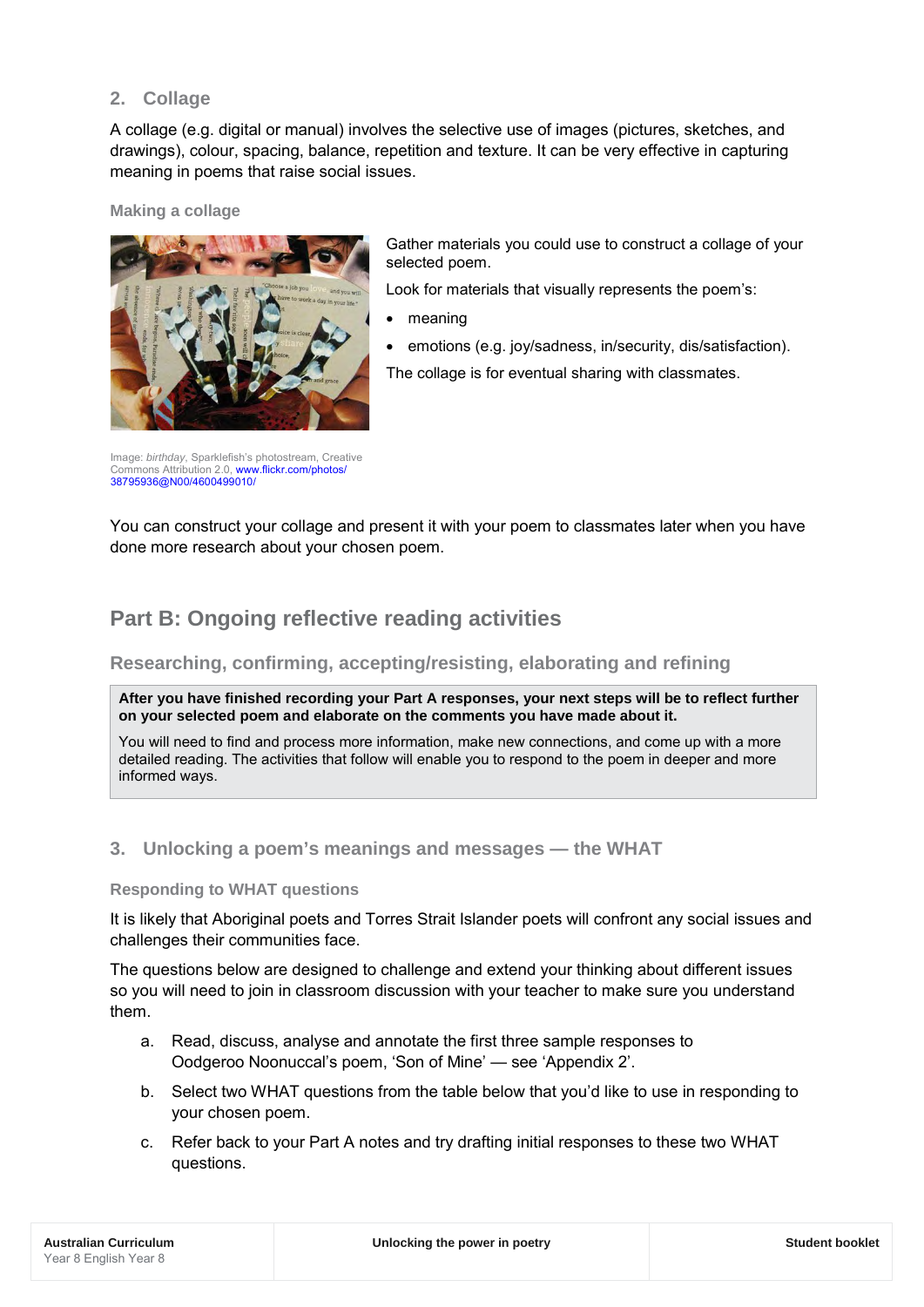### 2. Collage

A collage (e.g. digital or manual) involves the selective use of images (pictures, sketches, and drawings), colour, spacing, balance, repetition and texture. It can be very effective in capturing meaning in poems that raise social issues.

#### Making a collage

Image: *birthday*, Sparklefish's photostream, Creative Commons Attribution 2.0, www.flickr.com/photos/38795936@N00/4600499010/

Gather materials you could use to construct a collage of your selected poem.

Look for materials that visually represents the poem's:

- meaning
- emotions (e.g. joy/sadness, in/security, dis/satisfaction).

The collage is for eventual sharing with classmates.

You can construct your collage and present it with your poem to classmates later when you have done more research about your chosen poem.

## Part B: Ongoing reflective reading activities

### Researching, confirming, accepting/resisting, elaborating and refining

**After you have finished recording your Part A responses, your next steps will be to reflect further on your selected poem and elaborate on the comments you have made about it.**

You will need to find and process more information, make new connections, and come up with a more detailed reading. The activities that follow will enable you to respond to the poem in deeper and more informed ways.

### 3. Unlocking a poem's meanings and messages — the WHAT

#### Responding to WHAT questions

It is likely that Aboriginal poets and Torres Strait Islander poets will confront any social issues and challenges their communities face.

The questions below are designed to challenge and extend your thinking about different issues so you will need to join in classroom discussion with your teacher to make sure you understand them.

a. Read, discuss, analyse and annotate the first three sample responses to Oodgeroo Noonuccal's poem, 'Son of Mine' — see 'Appendix 2'.

b. Select two WHAT questions from the table below that you'd like to use in responding to your chosen poem.

c. Refer back to your Part A notes and try drafting initial responses to these two WHAT questions.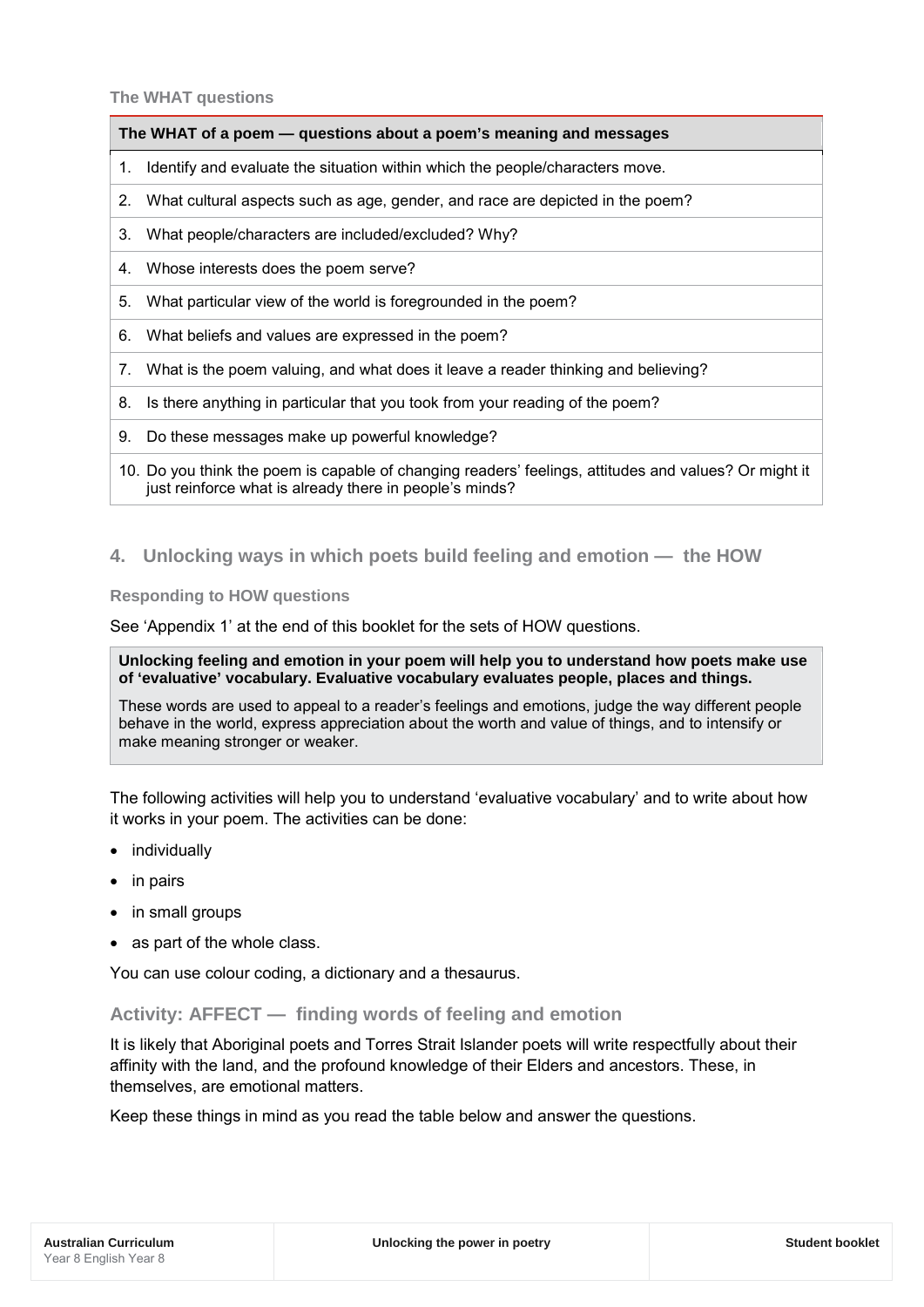### The WHAT questions

| The WHAT of a poem — questions about a poem's meaning and messages |
|---|
| 1. Identify and evaluate the situation within which the people/characters move. |
| 2. What cultural aspects such as age, gender, and race are depicted in the poem? |
| 3. What people/characters are included/excluded? Why? |
| 4. Whose interests does the poem serve? |
| 5. What particular view of the world is foregrounded in the poem? |
| 6. What beliefs and values are expressed in the poem? |
| 7. What is the poem valuing, and what does it leave a reader thinking and believing? |
| 8. Is there anything in particular that you took from your reading of the poem? |
| 9. Do these messages make up powerful knowledge? |
| 10. Do you think the poem is capable of changing readers' feelings, attitudes and values? Or might it just reinforce what is already there in people's minds? |

## 4. Unlocking ways in which poets build feeling and emotion — the HOW

### Responding to HOW questions

See 'Appendix 1' at the end of this booklet for the sets of HOW questions.

> **Unlocking feeling and emotion in your poem will help you to understand how poets make use of 'evaluative' vocabulary. Evaluative vocabulary evaluates people, places and things.**
>
> These words are used to appeal to a reader's feelings and emotions, judge the way different people behave in the world, express appreciation about the worth and value of things, and to intensify or make meaning stronger or weaker.

The following activities will help you to understand 'evaluative vocabulary' and to write about how it works in your poem. The activities can be done:

- individually
- in pairs
- in small groups
- as part of the whole class.

You can use colour coding, a dictionary and a thesaurus.

### Activity: AFFECT — finding words of feeling and emotion

It is likely that Aboriginal poets and Torres Strait Islander poets will write respectfully about their affinity with the land, and the profound knowledge of their Elders and ancestors. These, in themselves, are emotional matters.

Keep these things in mind as you read the table below and answer the questions.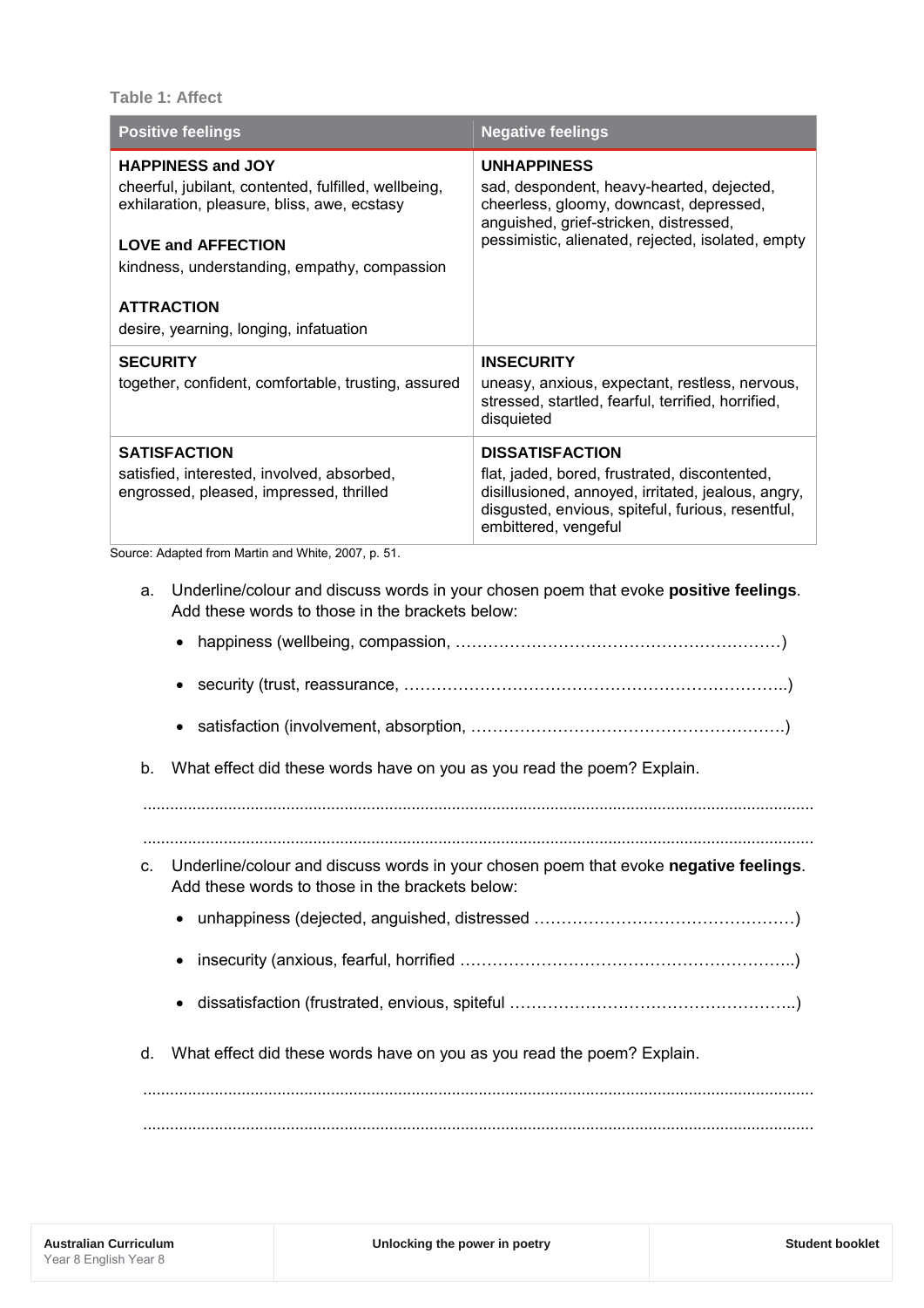**Table 1: Affect**

| Positive feelings | Negative feelings |
|---|---|
| **HAPPINESS and JOY**<br>cheerful, jubilant, contented, fulfilled, wellbeing, exhilaration, pleasure, bliss, awe, ecstasy<br><br>**LOVE and AFFECTION**<br>kindness, understanding, empathy, compassion<br><br>**ATTRACTION**<br>desire, yearning, longing, infatuation | **UNHAPPINESS**<br>sad, despondent, heavy-hearted, dejected, cheerless, gloomy, downcast, depressed, anguished, grief-stricken, distressed, pessimistic, alienated, rejected, isolated, empty |
| **SECURITY**<br>together, confident, comfortable, trusting, assured | **INSECURITY**<br>uneasy, anxious, expectant, restless, nervous, stressed, startled, fearful, terrified, horrified, disquieted |
| **SATISFACTION**<br>satisfied, interested, involved, absorbed, engrossed, pleased, impressed, thrilled | **DISSATISFACTION**<br>flat, jaded, bored, frustrated, discontented, disillusioned, annoyed, irritated, jealous, angry, disgusted, envious, spiteful, furious, resentful, embittered, vengeful |

Source: Adapted from Martin and White, 2007, p. 51.

a. Underline/colour and discuss words in your chosen poem that evoke **positive feelings**. Add these words to those in the brackets below:

- happiness (wellbeing, compassion, ……………………………………………………)
- security (trust, reassurance, …………………………………………………………..)
- satisfaction (involvement, absorption, ………………………………………………….)

b. What effect did these words have on you as you read the poem? Explain.

....................................................................................................................................................

....................................................................................................................................................

c. Underline/colour and discuss words in your chosen poem that evoke **negative feelings**. Add these words to those in the brackets below:

- unhappiness (dejected, anguished, distressed …………………………………………)
- insecurity (anxious, fearful, horrified ……………………………………………………..)
- dissatisfaction (frustrated, envious, spiteful ……………………………………………..)

d. What effect did these words have on you as you read the poem? Explain.

....................................................................................................................................................

....................................................................................................................................................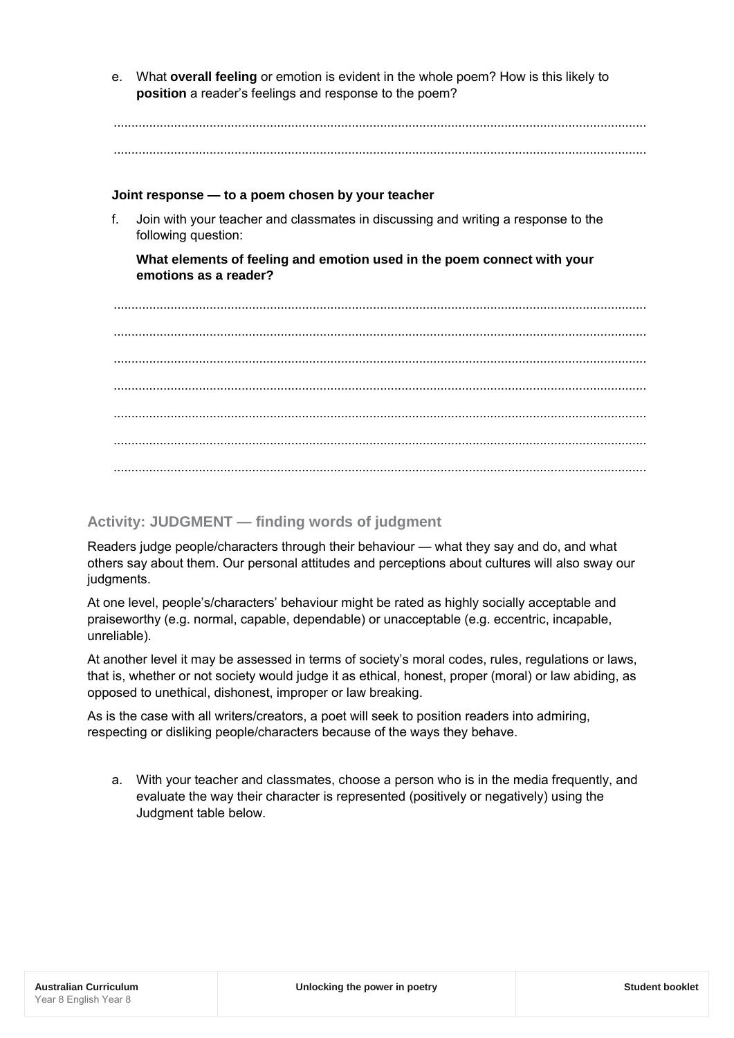e. What **overall feeling** or emotion is evident in the whole poem? How is this likely to **position** a reader's feelings and response to the poem?

.....................................................................................................................................................

.....................................................................................................................................................

**Joint response — to a poem chosen by your teacher**

f. Join with your teacher and classmates in discussing and writing a response to the following question:

**What elements of feeling and emotion used in the poem connect with your emotions as a reader?**

.....................................................................................................................................................

.....................................................................................................................................................

.....................................................................................................................................................

.....................................................................................................................................................

.....................................................................................................................................................

.....................................................................................................................................................

.....................................................................................................................................................

### Activity: JUDGMENT — finding words of judgment

Readers judge people/characters through their behaviour — what they say and do, and what others say about them. Our personal attitudes and perceptions about cultures will also sway our judgments.

At one level, people's/characters' behaviour might be rated as highly socially acceptable and praiseworthy (e.g. normal, capable, dependable) or unacceptable (e.g. eccentric, incapable, unreliable).

At another level it may be assessed in terms of society's moral codes, rules, regulations or laws, that is, whether or not society would judge it as ethical, honest, proper (moral) or law abiding, as opposed to unethical, dishonest, improper or law breaking.

As is the case with all writers/creators, a poet will seek to position readers into admiring, respecting or disliking people/characters because of the ways they behave.

a. With your teacher and classmates, choose a person who is in the media frequently, and evaluate the way their character is represented (positively or negatively) using the Judgment table below.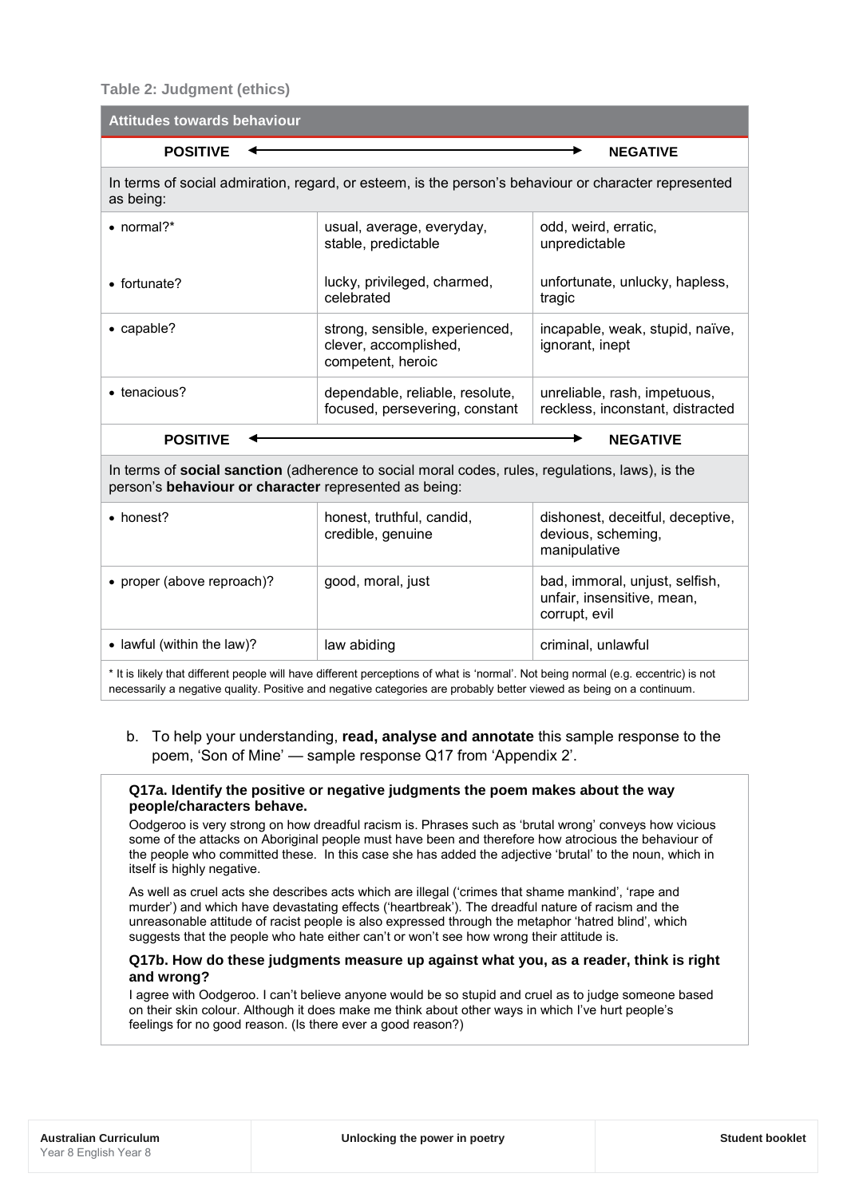### Table 2: Judgment (ethics)

| Attitudes towards behaviour | | |
|---|---|---|
| **POSITIVE** ←→ **NEGATIVE** | | |
| In terms of social admiration, regard, or esteem, is the person's behaviour or character represented as being: | | |
| • normal?* | usual, average, everyday, stable, predictable | odd, weird, erratic, unpredictable |
| • fortunate? | lucky, privileged, charmed, celebrated | unfortunate, unlucky, hapless, tragic |
| • capable? | strong, sensible, experienced, clever, accomplished, competent, heroic | incapable, weak, stupid, naïve, ignorant, inept |
| • tenacious? | dependable, reliable, resolute, focused, persevering, constant | unreliable, rash, impetuous, reckless, inconstant, distracted |
| **POSITIVE** ←→ **NEGATIVE** | | |
| In terms of **social sanction** (adherence to social moral codes, rules, regulations, laws), is the person's **behaviour or character** represented as being: | | |
| • honest? | honest, truthful, candid, credible, genuine | dishonest, deceitful, deceptive, devious, scheming, manipulative |
| • proper (above reproach)? | good, moral, just | bad, immoral, unjust, selfish, unfair, insensitive, mean, corrupt, evil |
| • lawful (within the law)? | law abiding | criminal, unlawful |

* It is likely that different people will have different perceptions of what is 'normal'. Not being normal (e.g. eccentric) is not necessarily a negative quality. Positive and negative categories are probably better viewed as being on a continuum.

b. To help your understanding, **read, analyse and annotate** this sample response to the poem, 'Son of Mine' — sample response Q17 from 'Appendix 2'.

**Q17a. Identify the positive or negative judgments the poem makes about the way people/characters behave.**

Oodgeroo is very strong on how dreadful racism is. Phrases such as 'brutal wrong' conveys how vicious some of the attacks on Aboriginal people must have been and therefore how atrocious the behaviour of the people who committed these. In this case she has added the adjective 'brutal' to the noun, which in itself is highly negative.

As well as cruel acts she describes acts which are illegal ('crimes that shame mankind', 'rape and murder') and which have devastating effects ('heartbreak'). The dreadful nature of racism and the unreasonable attitude of racist people is also expressed through the metaphor 'hatred blind', which suggests that the people who hate either can't or won't see how wrong their attitude is.

**Q17b. How do these judgments measure up against what you, as a reader, think is right and wrong?**

I agree with Oodgeroo. I can't believe anyone would be so stupid and cruel as to judge someone based on their skin colour. Although it does make me think about other ways in which I've hurt people's feelings for no good reason. (Is there ever a good reason?)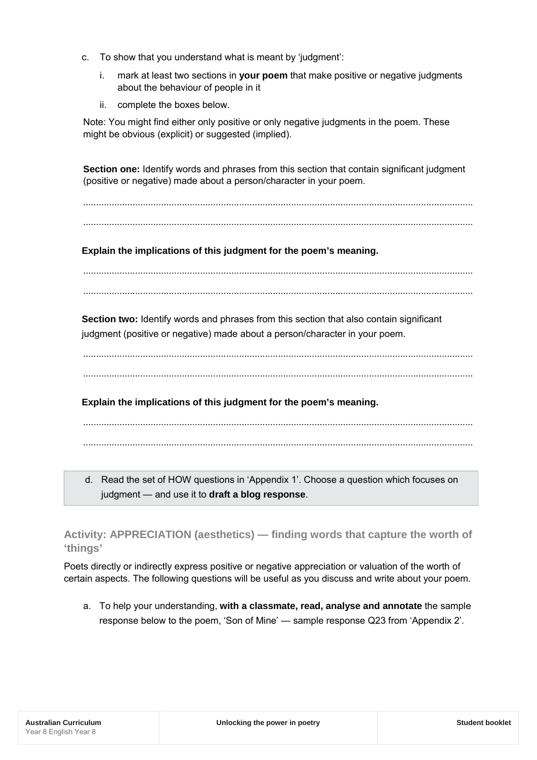c. To show that you understand what is meant by 'judgment':

   i. mark at least two sections in **your poem** that make positive or negative judgments about the behaviour of people in it

   ii. complete the boxes below.

   Note: You might find either only positive or only negative judgments in the poem. These might be obvious (explicit) or suggested (implied).

**Section one:** Identify words and phrases from this section that contain significant judgment (positive or negative) made about a person/character in your poem.

..................................................................................................................................................

..................................................................................................................................................

**Explain the implications of this judgment for the poem's meaning.**

..................................................................................................................................................

..................................................................................................................................................

**Section two:** Identify words and phrases from this section that also contain significant judgment (positive or negative) made about a person/character in your poem.

..................................................................................................................................................

..................................................................................................................................................

**Explain the implications of this judgment for the poem's meaning.**

..................................................................................................................................................

..................................................................................................................................................

d. Read the set of HOW questions in 'Appendix 1'. Choose a question which focuses on judgment — and use it to **draft a blog response**.

### Activity: APPRECIATION (aesthetics) — finding words that capture the worth of 'things'

Poets directly or indirectly express positive or negative appreciation or valuation of the worth of certain aspects. The following questions will be useful as you discuss and write about your poem.

a. To help your understanding, **with a classmate, read, analyse and annotate** the sample response below to the poem, 'Son of Mine' — sample response Q23 from 'Appendix 2'.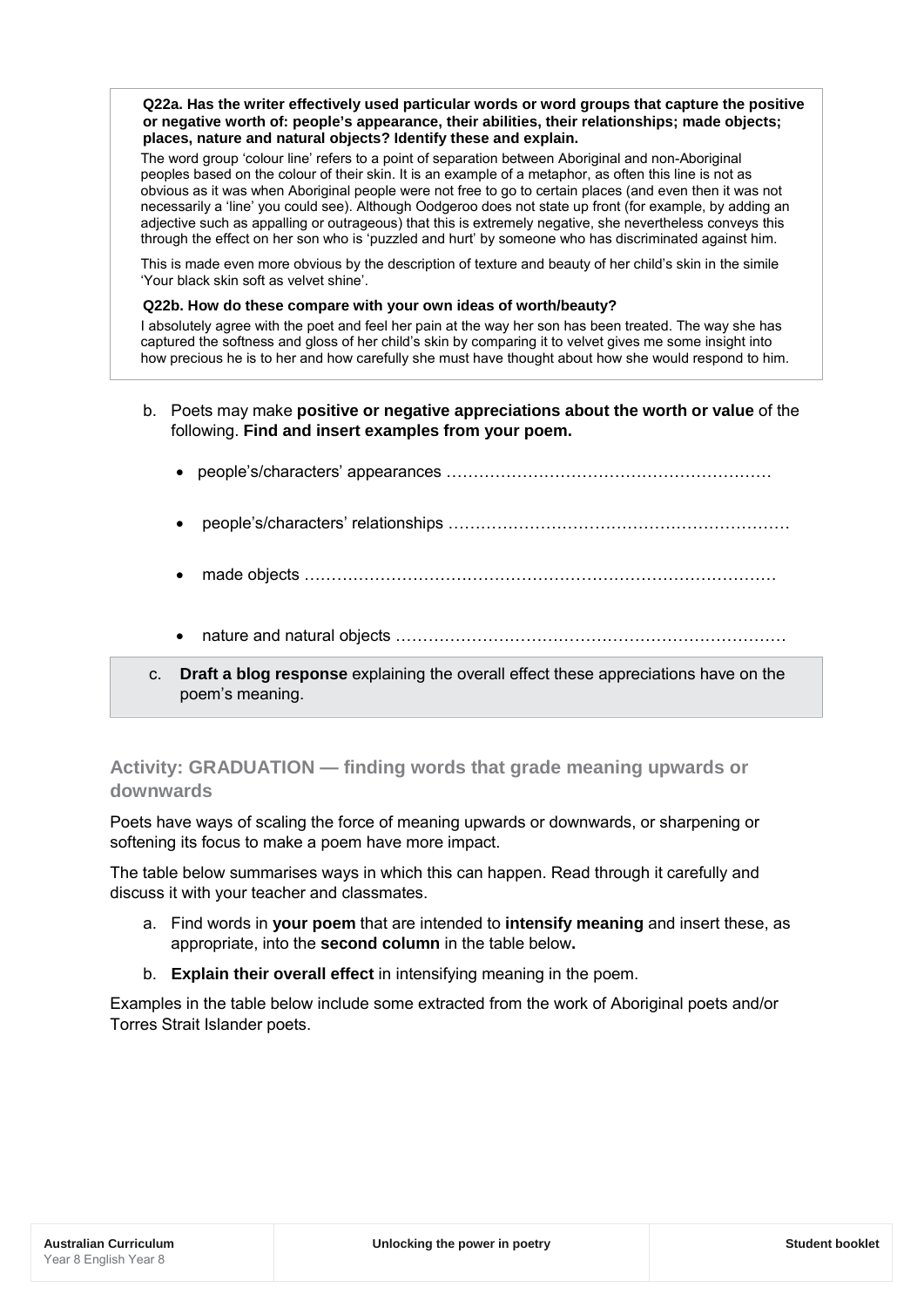**Q22a. Has the writer effectively used particular words or word groups that capture the positive or negative worth of: people's appearance, their abilities, their relationships; made objects; places, nature and natural objects? Identify these and explain.**

The word group 'colour line' refers to a point of separation between Aboriginal and non-Aboriginal peoples based on the colour of their skin. It is an example of a metaphor, as often this line is not as obvious as it was when Aboriginal people were not free to go to certain places (and even then it was not necessarily a 'line' you could see). Although Oodgeroo does not state up front (for example, by adding an adjective such as appalling or outrageous) that this is extremely negative, she nevertheless conveys this through the effect on her son who is 'puzzled and hurt' by someone who has discriminated against him.

This is made even more obvious by the description of texture and beauty of her child's skin in the simile 'Your black skin soft as velvet shine'.

**Q22b. How do these compare with your own ideas of worth/beauty?**

I absolutely agree with the poet and feel her pain at the way her son has been treated. The way she has captured the softness and gloss of her child's skin by comparing it to velvet gives me some insight into how precious he is to her and how carefully she must have thought about how she would respond to him.

b. Poets may make **positive or negative appreciations about the worth or value** of the following. **Find and insert examples from your poem.**

- people's/characters' appearances ……………………………………………………
- people's/characters' relationships ……………………………………………………
- made objects ……………………………………………………………………………
- nature and natural objects ……………………………………………………………

c. **Draft a blog response** explaining the overall effect these appreciations have on the poem's meaning.

## Activity: GRADUATION — finding words that grade meaning upwards or downwards

Poets have ways of scaling the force of meaning upwards or downwards, or sharpening or softening its focus to make a poem have more impact.

The table below summarises ways in which this can happen. Read through it carefully and discuss it with your teacher and classmates.

a. Find words in **your poem** that are intended to **intensify meaning** and insert these, as appropriate, into the **second column** in the table below**.**

b. **Explain their overall effect** in intensifying meaning in the poem.

Examples in the table below include some extracted from the work of Aboriginal poets and/or Torres Strait Islander poets.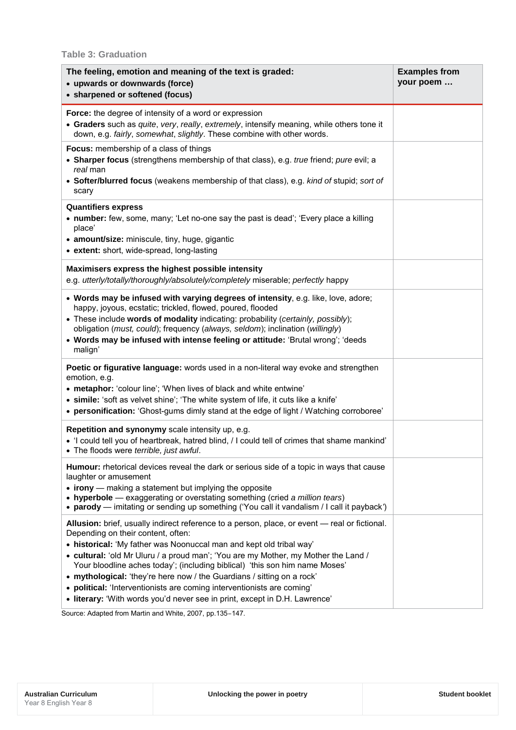**Table 3: Graduation**

| The feeling, emotion and meaning of the text is graded:<br>• **upwards or downwards (force)**<br>• **sharpened or softened (focus)** | **Examples from your poem …** |
|---|---|
| **Force:** the degree of intensity of a word or expression<br>• **Graders** such as *quite*, *very*, *really*, *extremely*, intensify meaning, while others tone it down, e.g. *fairly*, *somewhat*, *slightly*. These combine with other words. | |
| **Focus:** membership of a class of things<br>• **Sharper focus** (strengthens membership of that class), e.g. *true* friend; *pure* evil; a *real* man<br>• **Softer/blurred focus** (weakens membership of that class), e.g. *kind of* stupid; *sort of* scary | |
| **Quantifiers express**<br>• **number:** few, some, many; 'Let no-one say the past is dead'; 'Every place a killing place'<br>• **amount/size:** miniscule, tiny, huge, gigantic<br>• **extent:** short, wide-spread, long-lasting | |
| **Maximisers express the highest possible intensity**<br>e.g. *utterly/totally/thoroughly/absolutely/completely* miserable; *perfectly* happy | |
| • **Words may be infused with varying degrees of intensity**, e.g. like, love, adore; happy, joyous, ecstatic; trickled, flowed, poured, flooded<br>• These include **words of modality** indicating: probability (*certainly, possibly*); obligation (*must, could*); frequency (*always, seldom*); inclination (*willingly*)<br>• **Words may be infused with intense feeling or attitude:** 'Brutal wrong'; 'deeds malign' | |
| **Poetic or figurative language:** words used in a non-literal way evoke and strengthen emotion, e.g.<br>• **metaphor:** 'colour line'; 'When lives of black and white entwine'<br>• **simile:** 'soft as velvet shine'; 'The white system of life, it cuts like a knife'<br>• **personification:** 'Ghost-gums dimly stand at the edge of light / Watching corroboree' | |
| **Repetition and synonymy** scale intensity up, e.g.<br>• 'I could tell you of heartbreak, hatred blind, / I could tell of crimes that shame mankind'<br>• The floods were *terrible, just awful*. | |
| **Humour:** rhetorical devices reveal the dark or serious side of a topic in ways that cause laughter or amusement<br>• **irony** — making a statement but implying the opposite<br>• **hyperbole** — exaggerating or overstating something (cried *a million tears*)<br>• **parody** — imitating or sending up something ('You call it vandalism / I call it payback') | |
| **Allusion:** brief, usually indirect reference to a person, place, or event — real or fictional. Depending on their content, often:<br>• **historical:** 'My father was Noonuccal man and kept old tribal way'<br>• **cultural:** 'old Mr Uluru / a proud man'; 'You are my Mother, my Mother the Land / Your bloodline aches today'; (including biblical) 'this son him name Moses'<br>• **mythological:** 'they're here now / the Guardians / sitting on a rock'<br>• **political:** 'Interventionists are coming interventionists are coming'<br>• **literary:** 'With words you'd never see in print, except in D.H. Lawrence' | |

Source: Adapted from Martin and White, 2007, pp.135–147.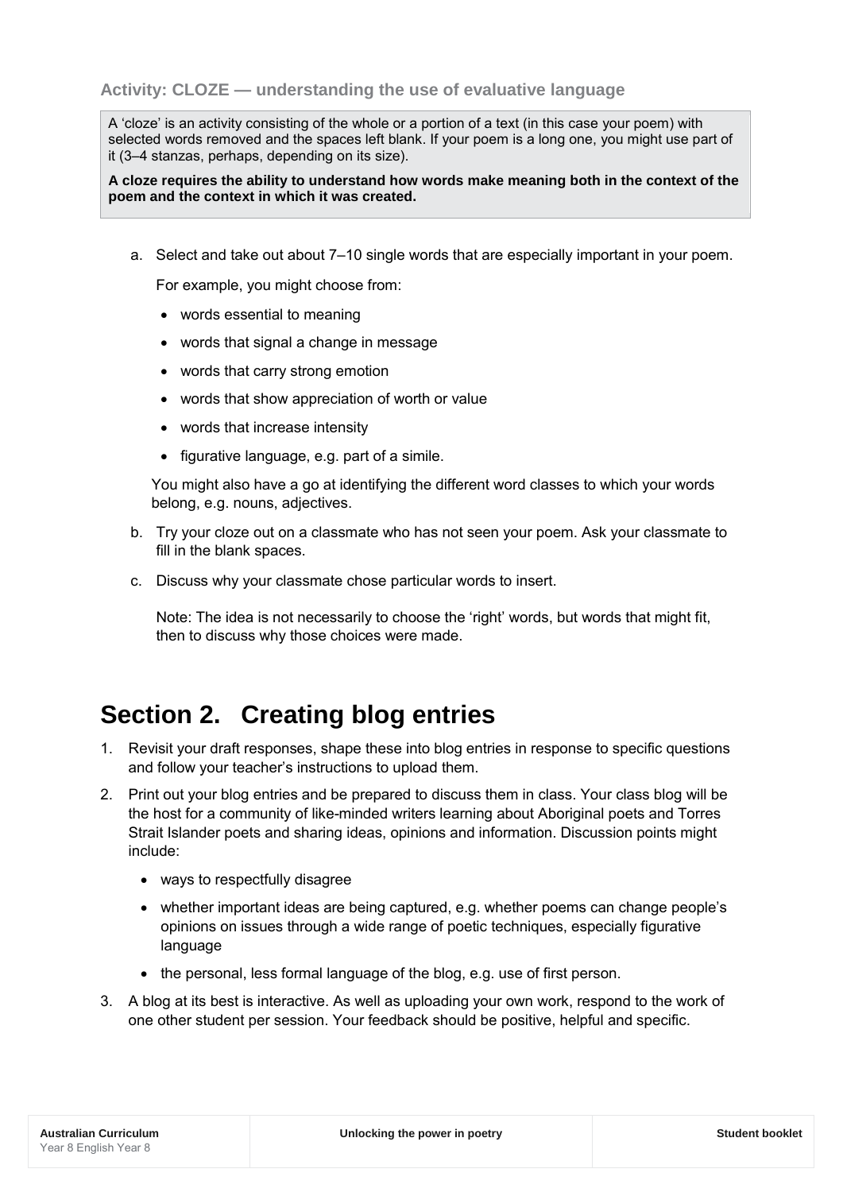### Activity: CLOZE — understanding the use of evaluative language

A 'cloze' is an activity consisting of the whole or a portion of a text (in this case your poem) with selected words removed and the spaces left blank. If your poem is a long one, you might use part of it (3–4 stanzas, perhaps, depending on its size).

**A cloze requires the ability to understand how words make meaning both in the context of the poem and the context in which it was created.**

a. Select and take out about 7–10 single words that are especially important in your poem.

   For example, you might choose from:

   - words essential to meaning
   - words that signal a change in message
   - words that carry strong emotion
   - words that show appreciation of worth or value
   - words that increase intensity
   - figurative language, e.g. part of a simile.

   You might also have a go at identifying the different word classes to which your words belong, e.g. nouns, adjectives.

b. Try your cloze out on a classmate who has not seen your poem. Ask your classmate to fill in the blank spaces.

c. Discuss why your classmate chose particular words to insert.

   Note: The idea is not necessarily to choose the 'right' words, but words that might fit, then to discuss why those choices were made.

# Section 2. Creating blog entries

1. Revisit your draft responses, shape these into blog entries in response to specific questions and follow your teacher's instructions to upload them.
2. Print out your blog entries and be prepared to discuss them in class. Your class blog will be the host for a community of like-minded writers learning about Aboriginal poets and Torres Strait Islander poets and sharing ideas, opinions and information. Discussion points might include:
   - ways to respectfully disagree
   - whether important ideas are being captured, e.g. whether poems can change people's opinions on issues through a wide range of poetic techniques, especially figurative language
   - the personal, less formal language of the blog, e.g. use of first person.
3. A blog at its best is interactive. As well as uploading your own work, respond to the work of one other student per session. Your feedback should be positive, helpful and specific.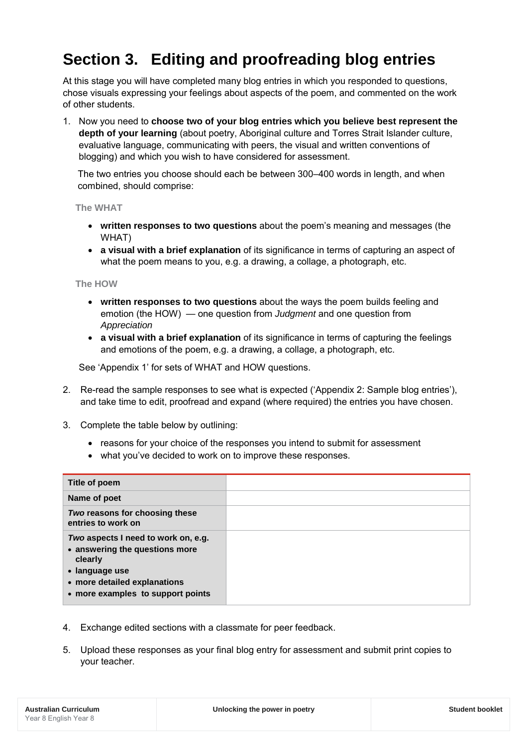# Section 3. Editing and proofreading blog entries

At this stage you will have completed many blog entries in which you responded to questions, chose visuals expressing your feelings about aspects of the poem, and commented on the work of other students.

1. Now you need to **choose two of your blog entries which you believe best represent the depth of your learning** (about poetry, Aboriginal culture and Torres Strait Islander culture, evaluative language, communicating with peers, the visual and written conventions of blogging) and which you wish to have considered for assessment.

   The two entries you choose should each be between 300–400 words in length, and when combined, should comprise:

   **The WHAT**

   - **written responses to two questions** about the poem's meaning and messages (the WHAT)
   - **a visual with a brief explanation** of its significance in terms of capturing an aspect of what the poem means to you, e.g. a drawing, a collage, a photograph, etc.

   **The HOW**

   - **written responses to two questions** about the ways the poem builds feeling and emotion (the HOW) — one question from *Judgment* and one question from *Appreciation*
   - **a visual with a brief explanation** of its significance in terms of capturing the feelings and emotions of the poem, e.g. a drawing, a collage, a photograph, etc.

   See 'Appendix 1' for sets of WHAT and HOW questions.

2. Re-read the sample responses to see what is expected ('Appendix 2: Sample blog entries'), and take time to edit, proofread and expand (where required) the entries you have chosen.

3. Complete the table below by outlining:
   - reasons for your choice of the responses you intend to submit for assessment
   - what you've decided to work on to improve these responses.

| | |
|---|---|
| **Title of poem** | |
| **Name of poet** | |
| ***Two* reasons for choosing these entries to work on** | |
| ***Two* aspects I need to work on, e.g.** <br> • **answering the questions more clearly** <br> • **language use** <br> • **more detailed explanations** <br> • **more examples to support points** | |

4. Exchange edited sections with a classmate for peer feedback.

5. Upload these responses as your final blog entry for assessment and submit print copies to your teacher.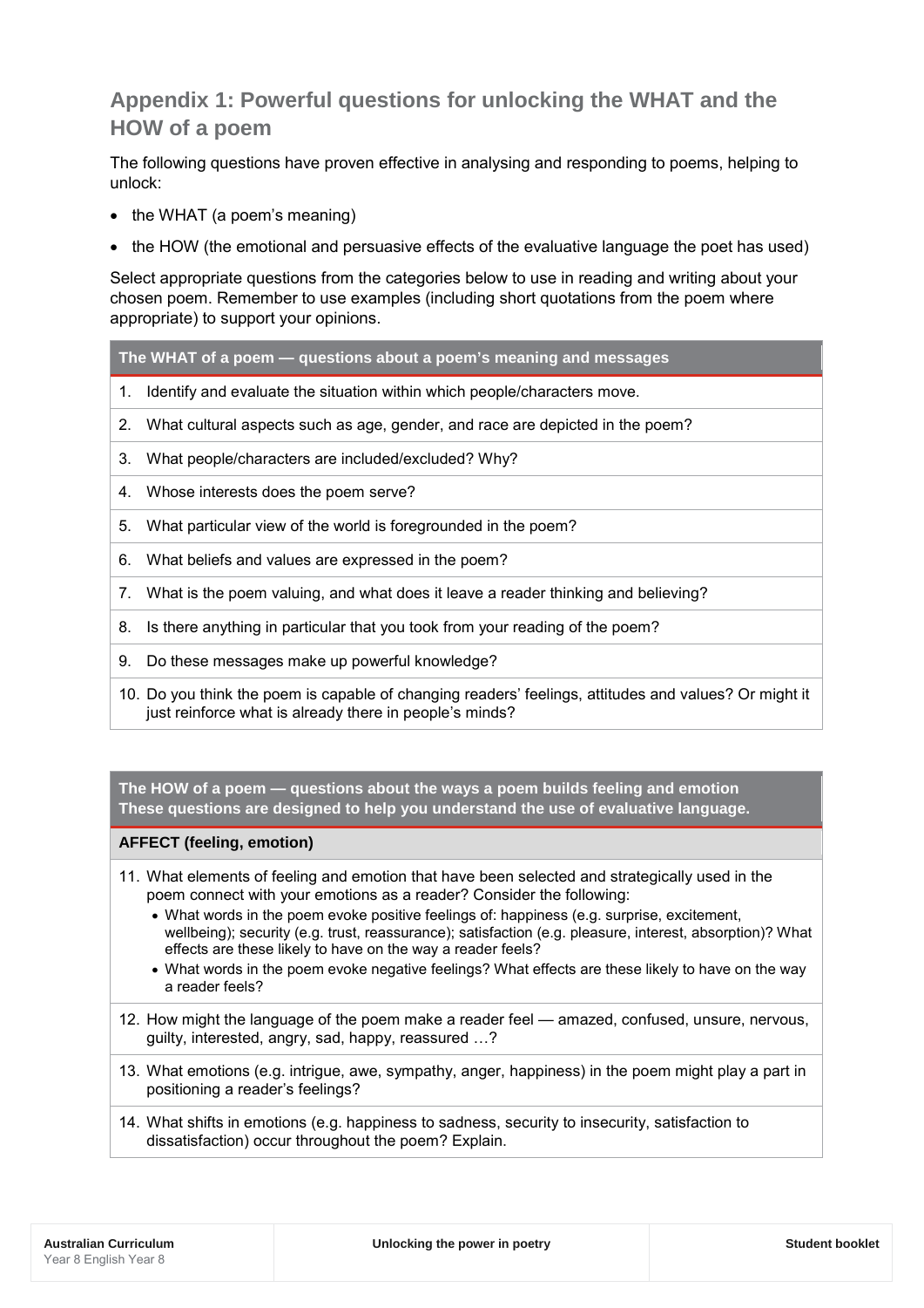## Appendix 1: Powerful questions for unlocking the WHAT and the HOW of a poem

The following questions have proven effective in analysing and responding to poems, helping to unlock:

- the WHAT (a poem's meaning)
- the HOW (the emotional and persuasive effects of the evaluative language the poet has used)

Select appropriate questions from the categories below to use in reading and writing about your chosen poem. Remember to use examples (including short quotations from the poem where appropriate) to support your opinions.

| The WHAT of a poem — questions about a poem's meaning and messages |
|---|
| 1. Identify and evaluate the situation within which people/characters move. |
| 2. What cultural aspects such as age, gender, and race are depicted in the poem? |
| 3. What people/characters are included/excluded? Why? |
| 4. Whose interests does the poem serve? |
| 5. What particular view of the world is foregrounded in the poem? |
| 6. What beliefs and values are expressed in the poem? |
| 7. What is the poem valuing, and what does it leave a reader thinking and believing? |
| 8. Is there anything in particular that you took from your reading of the poem? |
| 9. Do these messages make up powerful knowledge? |
| 10. Do you think the poem is capable of changing readers' feelings, attitudes and values? Or might it just reinforce what is already there in people's minds? |

| The HOW of a poem — questions about the ways a poem builds feeling and emotion<br>These questions are designed to help you understand the use of evaluative language. |
|---|
| **AFFECT (feeling, emotion)** |
| 11. What elements of feeling and emotion that have been selected and strategically used in the poem connect with your emotions as a reader? Consider the following:<br>• What words in the poem evoke positive feelings of: happiness (e.g. surprise, excitement, wellbeing); security (e.g. trust, reassurance); satisfaction (e.g. pleasure, interest, absorption)? What effects are these likely to have on the way a reader feels?<br>• What words in the poem evoke negative feelings? What effects are these likely to have on the way a reader feels? |
| 12. How might the language of the poem make a reader feel — amazed, confused, unsure, nervous, guilty, interested, angry, sad, happy, reassured …? |
| 13. What emotions (e.g. intrigue, awe, sympathy, anger, happiness) in the poem might play a part in positioning a reader's feelings? |
| 14. What shifts in emotions (e.g. happiness to sadness, security to insecurity, satisfaction to dissatisfaction) occur throughout the poem? Explain. |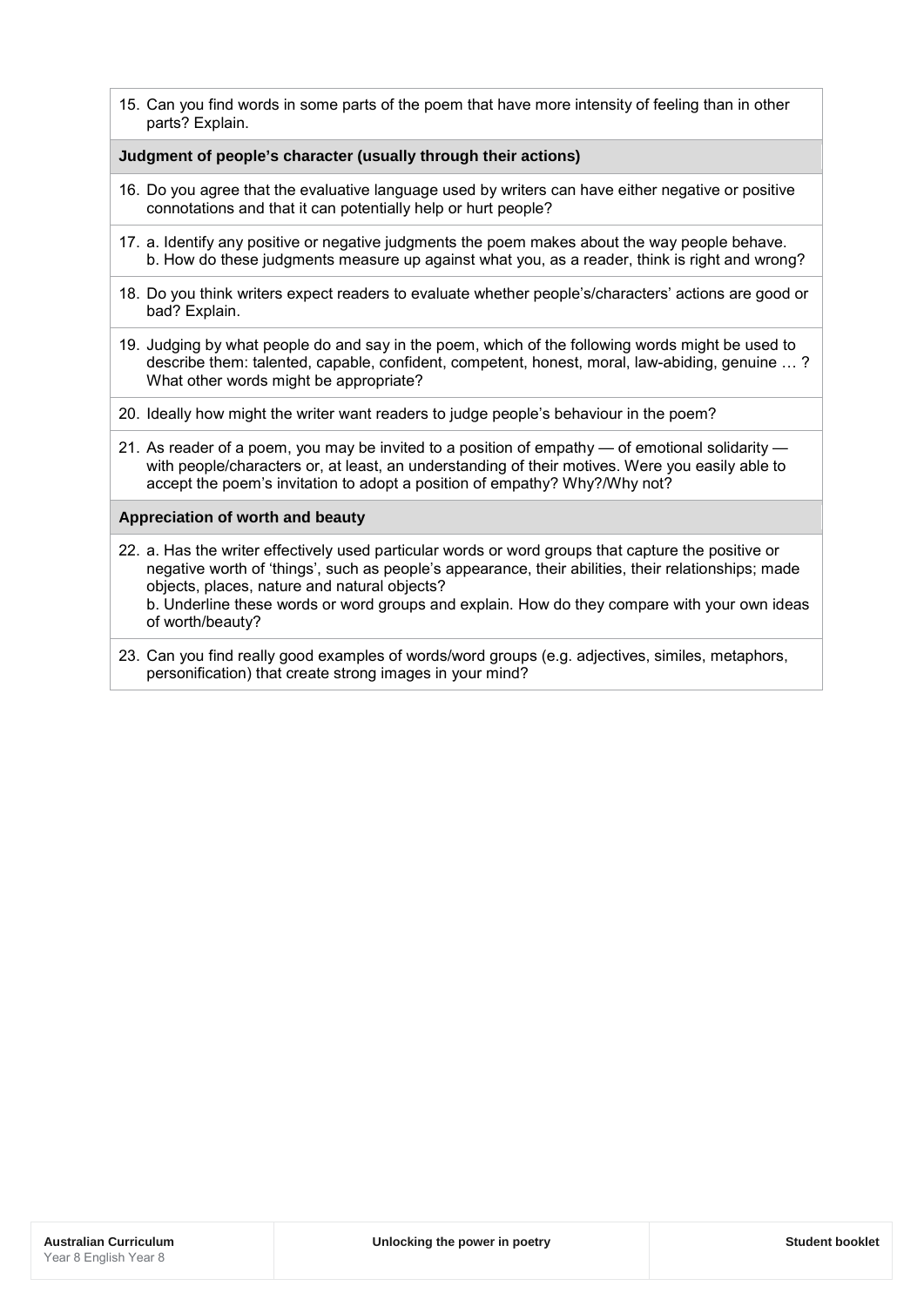15. Can you find words in some parts of the poem that have more intensity of feeling than in other parts? Explain.

**Judgment of people's character (usually through their actions)**

16. Do you agree that the evaluative language used by writers can have either negative or positive connotations and that it can potentially help or hurt people?

17. a. Identify any positive or negative judgments the poem makes about the way people behave.
    b. How do these judgments measure up against what you, as a reader, think is right and wrong?

18. Do you think writers expect readers to evaluate whether people's/characters' actions are good or bad? Explain.

19. Judging by what people do and say in the poem, which of the following words might be used to describe them: talented, capable, confident, competent, honest, moral, law-abiding, genuine … ? What other words might be appropriate?

20. Ideally how might the writer want readers to judge people's behaviour in the poem?

21. As reader of a poem, you may be invited to a position of empathy — of emotional solidarity — with people/characters or, at least, an understanding of their motives. Were you easily able to accept the poem's invitation to adopt a position of empathy? Why?/Why not?

**Appreciation of worth and beauty**

22. a. Has the writer effectively used particular words or word groups that capture the positive or negative worth of 'things', such as people's appearance, their abilities, their relationships; made objects, places, nature and natural objects?
    b. Underline these words or word groups and explain. How do they compare with your own ideas of worth/beauty?

23. Can you find really good examples of words/word groups (e.g. adjectives, similes, metaphors, personification) that create strong images in your mind?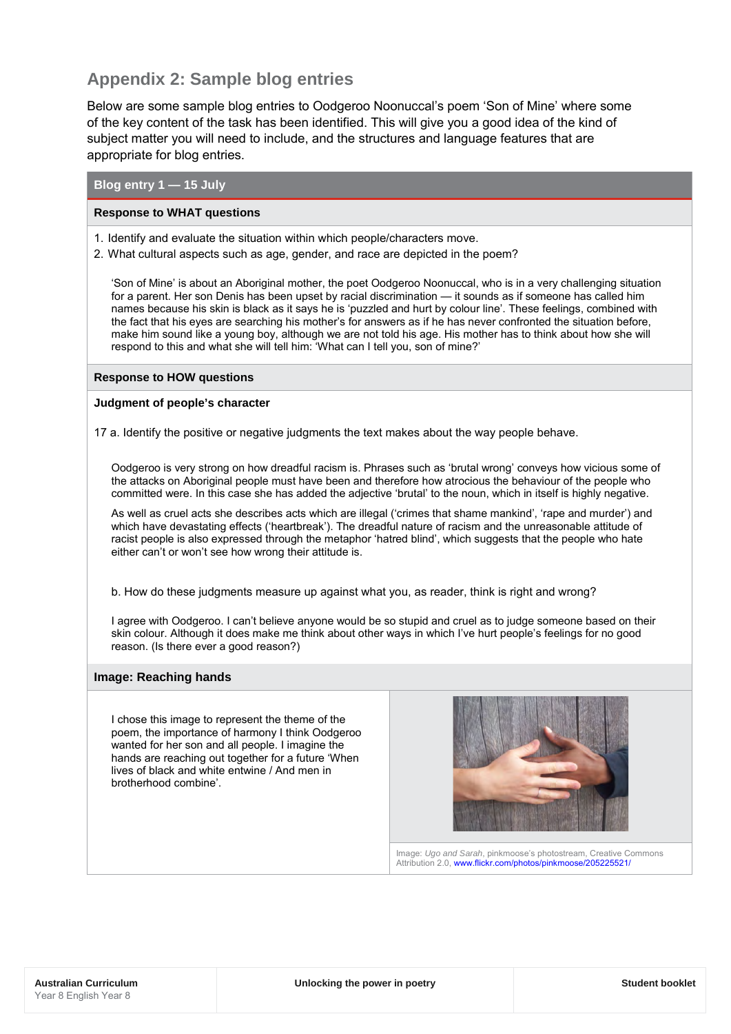## Appendix 2: Sample blog entries

Below are some sample blog entries to Oodgeroo Noonuccal's poem 'Son of Mine' where some of the key content of the task has been identified. This will give you a good idea of the kind of subject matter you will need to include, and the structures and language features that are appropriate for blog entries.

### Blog entry 1 — 15 July

**Response to WHAT questions**

1. Identify and evaluate the situation within which people/characters move.
2. What cultural aspects such as age, gender, and race are depicted in the poem?

'Son of Mine' is about an Aboriginal mother, the poet Oodgeroo Noonuccal, who is in a very challenging situation for a parent. Her son Denis has been upset by racial discrimination — it sounds as if someone has called him names because his skin is black as it says he is 'puzzled and hurt by colour line'. These feelings, combined with the fact that his eyes are searching his mother's for answers as if he has never confronted the situation before, make him sound like a young boy, although we are not told his age. His mother has to think about how she will respond to this and what she will tell him: 'What can I tell you, son of mine?'

**Response to HOW questions**

**Judgment of people's character**

17 a. Identify the positive or negative judgments the text makes about the way people behave.

Oodgeroo is very strong on how dreadful racism is. Phrases such as 'brutal wrong' conveys how vicious some of the attacks on Aboriginal people must have been and therefore how atrocious the behaviour of the people who committed were. In this case she has added the adjective 'brutal' to the noun, which in itself is highly negative.

As well as cruel acts she describes acts which are illegal ('crimes that shame mankind', 'rape and murder') and which have devastating effects ('heartbreak'). The dreadful nature of racism and the unreasonable attitude of racist people is also expressed through the metaphor 'hatred blind', which suggests that the people who hate either can't or won't see how wrong their attitude is.

b. How do these judgments measure up against what you, as reader, think is right and wrong?

I agree with Oodgeroo. I can't believe anyone would be so stupid and cruel as to judge someone based on their skin colour. Although it does make me think about other ways in which I've hurt people's feelings for no good reason. (Is there ever a good reason?)

**Image: Reaching hands**

I chose this image to represent the theme of the poem, the importance of harmony I think Oodgeroo wanted for her son and all people. I imagine the hands are reaching out together for a future 'When lives of black and white entwine / And men in brotherhood combine'.

Image: *Ugo and Sarah*, pinkmoose's photostream, Creative Commons Attribution 2.0, www.flickr.com/photos/pinkmoose/205225521/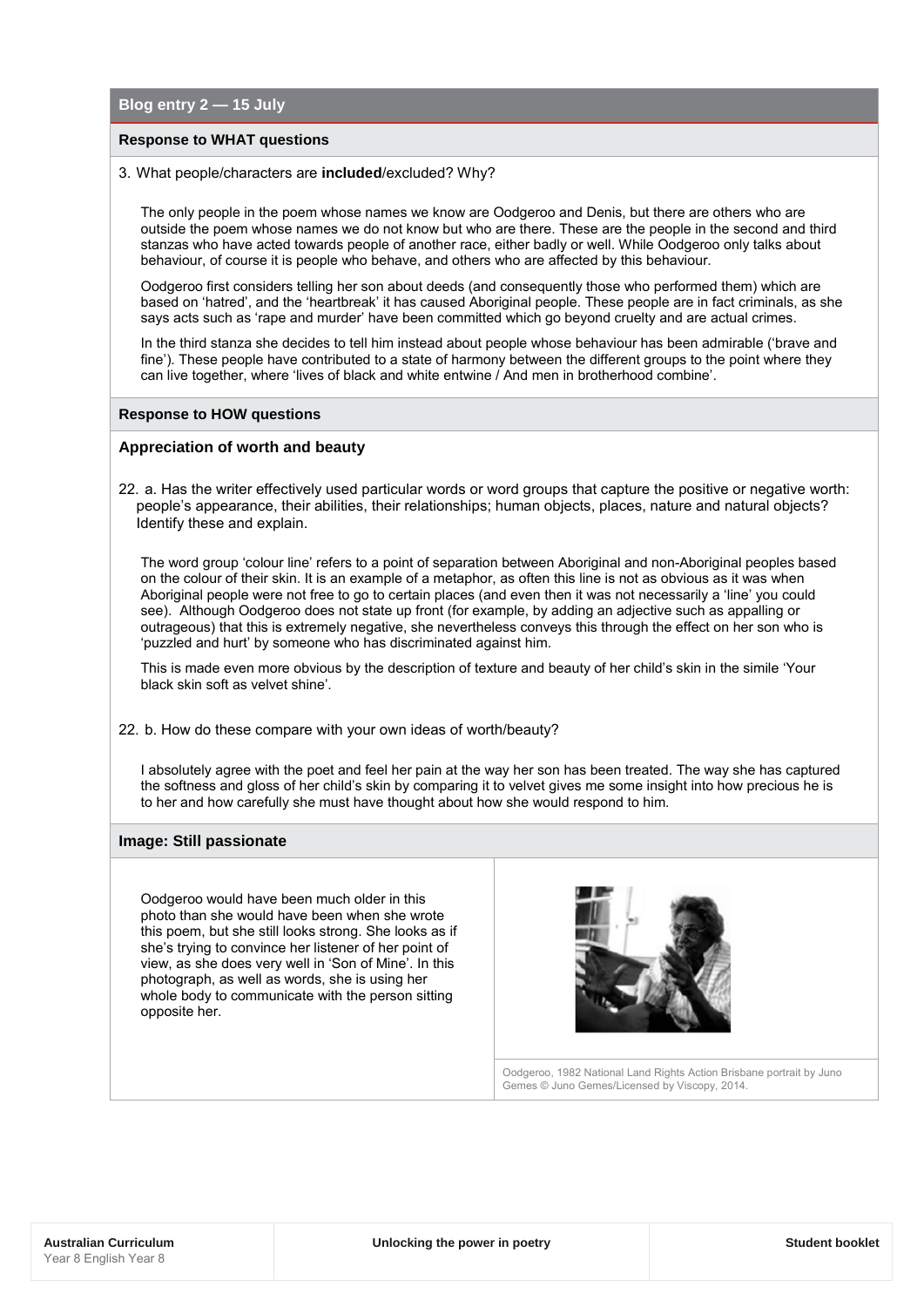## Blog entry 2 — 15 July

### Response to WHAT questions

3. What people/characters are **included**/excluded? Why?

The only people in the poem whose names we know are Oodgeroo and Denis, but there are others who are outside the poem whose names we do not know but who are there. These are the people in the second and third stanzas who have acted towards people of another race, either badly or well. While Oodgeroo only talks about behaviour, of course it is people who behave, and others who are affected by this behaviour.

Oodgeroo first considers telling her son about deeds (and consequently those who performed them) which are based on 'hatred', and the 'heartbreak' it has caused Aboriginal people. These people are in fact criminals, as she says acts such as 'rape and murder' have been committed which go beyond cruelty and are actual crimes.

In the third stanza she decides to tell him instead about people whose behaviour has been admirable ('brave and fine'). These people have contributed to a state of harmony between the different groups to the point where they can live together, where 'lives of black and white entwine / And men in brotherhood combine'.

### Response to HOW questions

#### Appreciation of worth and beauty

22. a. Has the writer effectively used particular words or word groups that capture the positive or negative worth: people's appearance, their abilities, their relationships; human objects, places, nature and natural objects? Identify these and explain.

The word group 'colour line' refers to a point of separation between Aboriginal and non-Aboriginal peoples based on the colour of their skin. It is an example of a metaphor, as often this line is not as obvious as it was when Aboriginal people were not free to go to certain places (and even then it was not necessarily a 'line' you could see). Although Oodgeroo does not state up front (for example, by adding an adjective such as appalling or outrageous) that this is extremely negative, she nevertheless conveys this through the effect on her son who is 'puzzled and hurt' by someone who has discriminated against him.

This is made even more obvious by the description of texture and beauty of her child's skin in the simile 'Your black skin soft as velvet shine'.

22. b. How do these compare with your own ideas of worth/beauty?

I absolutely agree with the poet and feel her pain at the way her son has been treated. The way she has captured the softness and gloss of her child's skin by comparing it to velvet gives me some insight into how precious he is to her and how carefully she must have thought about how she would respond to him.

### Image: Still passionate

Oodgeroo would have been much older in this photo than she would have been when she wrote this poem, but she still looks strong. She looks as if she's trying to convince her listener of her point of view, as she does very well in 'Son of Mine'. In this photograph, as well as words, she is using her whole body to communicate with the person sitting opposite her.

Oodgeroo, 1982 National Land Rights Action Brisbane portrait by Juno Gemes © Juno Gemes/Licensed by Viscopy, 2014.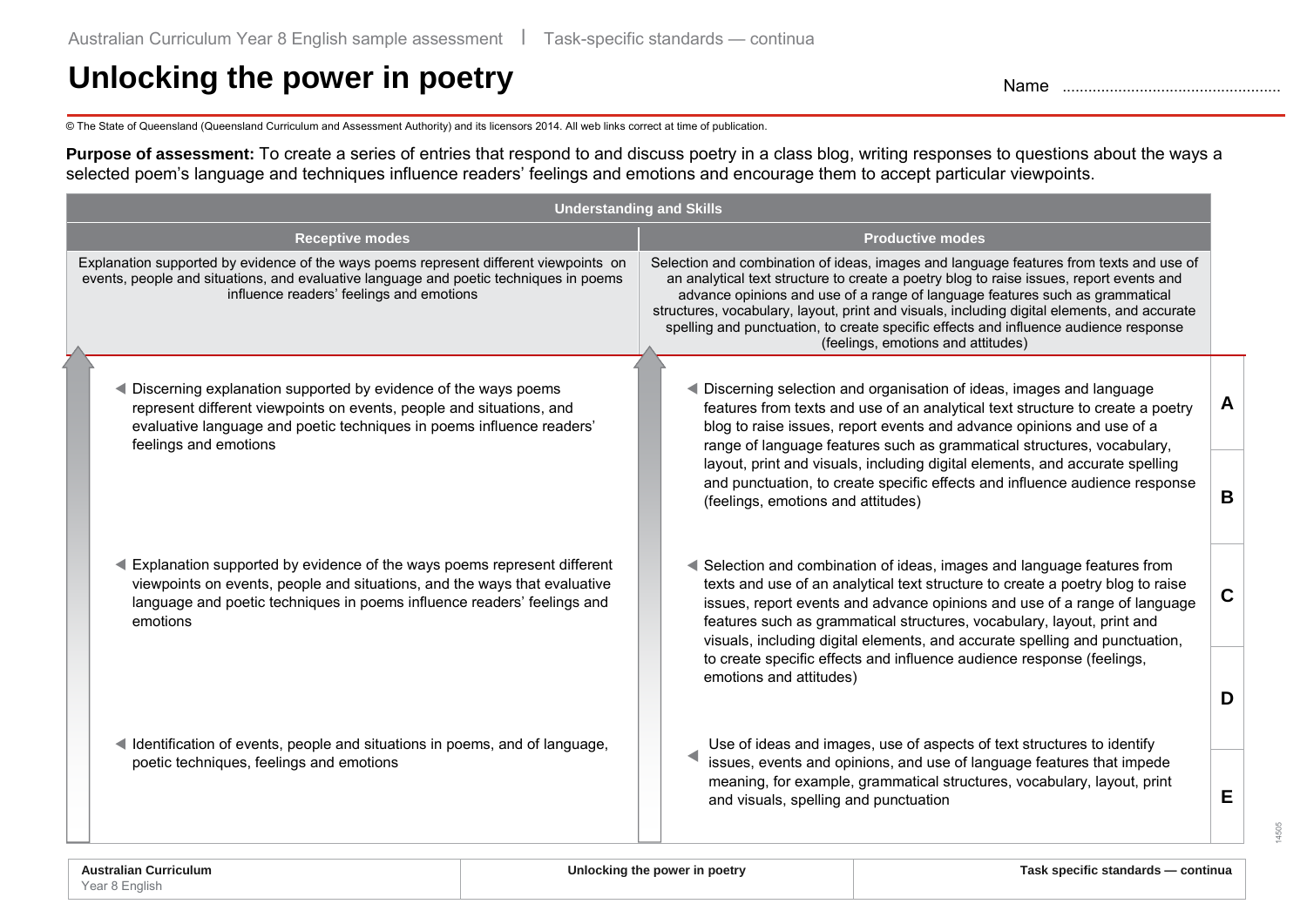# Unlocking the power in poetry

Name ..................................................

© The State of Queensland (Queensland Curriculum and Assessment Authority) and its licensors 2014. All web links correct at time of publication.

**Purpose of assessment:** To create a series of entries that respond to and discuss poetry in a class blog, writing responses to questions about the ways a selected poem's language and techniques influence readers' feelings and emotions and encourage them to accept particular viewpoints.

| Understanding and Skills | | |
|---|---|---|
| **Receptive modes** | **Productive modes** | |
| Explanation supported by evidence of the ways poems represent different viewpoints on events, people and situations, and evaluative language and poetic techniques in poems influence readers' feelings and emotions | Selection and combination of ideas, images and language features from texts and use of an analytical text structure to create a poetry blog to raise issues, report events and advance opinions and use of a range of language features such as grammatical structures, vocabulary, layout, print and visuals, including digital elements, and accurate spelling and punctuation, to create specific effects and influence audience response (feelings, emotions and attitudes) | |
| ◀ Discerning explanation supported by evidence of the ways poems represent different viewpoints on events, people and situations, and evaluative language and poetic techniques in poems influence readers' feelings and emotions | ◀ Discerning selection and organisation of ideas, images and language features from texts and use of an analytical text structure to create a poetry blog to raise issues, report events and advance opinions and use of a range of language features such as grammatical structures, vocabulary, layout, print and visuals, including digital elements, and accurate spelling and punctuation, to create specific effects and influence audience response (feelings, emotions and attitudes) | **A** |
| | | **B** |
| ◀ Explanation supported by evidence of the ways poems represent different viewpoints on events, people and situations, and the ways that evaluative language and poetic techniques in poems influence readers' feelings and emotions | ◀ Selection and combination of ideas, images and language features from texts and use of an analytical text structure to create a poetry blog to raise issues, report events and advance opinions and use of a range of language features such as grammatical structures, vocabulary, layout, print and visuals, including digital elements, and accurate spelling and punctuation, to create specific effects and influence audience response (feelings, emotions and attitudes) | **C** |
| | | **D** |
| ◀ Identification of events, people and situations in poems, and of language, poetic techniques, feelings and emotions | ◀ Use of ideas and images, use of aspects of text structures to identify issues, events and opinions, and use of language features that impede meaning, for example, grammatical structures, vocabulary, layout, print and visuals, spelling and punctuation | **E** |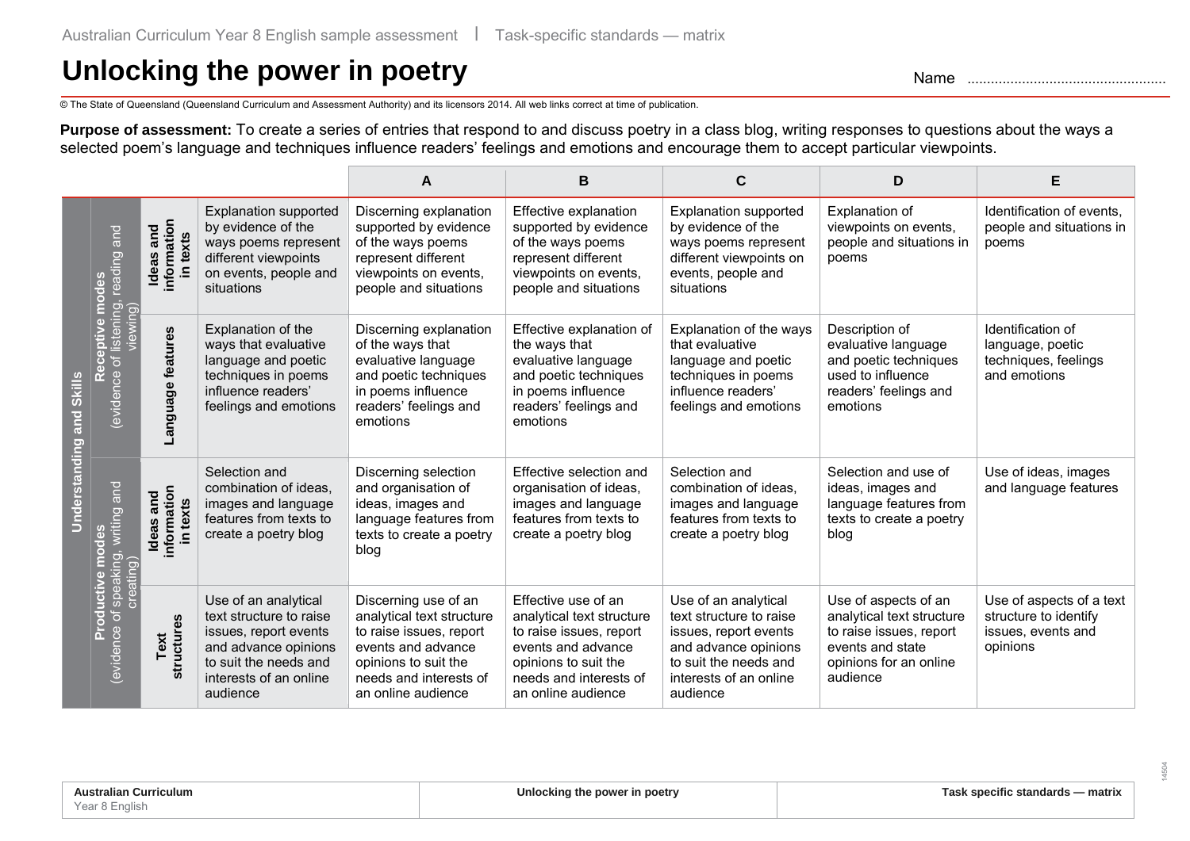# Unlocking the power in poetry

Name ..................................................

© The State of Queensland (Queensland Curriculum and Assessment Authority) and its licensors 2014. All web links correct at time of publication.

**Purpose of assessment:** To create a series of entries that respond to and discuss poetry in a class blog, writing responses to questions about the ways a selected poem's language and techniques influence readers' feelings and emotions and encourage them to accept particular viewpoints.

| | | | | A | B | C | D | E |
|---|---|---|---|---|---|---|---|---|
| **Understanding and Skills** | **Receptive modes** (evidence of listening, reading and viewing) | **Ideas and information in texts** | Explanation supported by evidence of the ways poems represent different viewpoints on events, people and situations | Discerning explanation supported by evidence of the ways poems represent different viewpoints on events, people and situations | Effective explanation supported by evidence of the ways poems represent different viewpoints on events, people and situations | Explanation supported by evidence of the ways poems represent different viewpoints on events, people and situations | Explanation of viewpoints on events, people and situations in poems | Identification of events, people and situations in poems |
| | | **Language features** | Explanation of the ways that evaluative language and poetic techniques in poems influence readers' feelings and emotions | Discerning explanation of the ways that evaluative language and poetic techniques in poems influence readers' feelings and emotions | Effective explanation of the ways that evaluative language and poetic techniques in poems influence readers' feelings and emotions | Explanation of the ways that evaluative language and poetic techniques in poems influence readers' feelings and emotions | Description of evaluative language and poetic techniques used to influence readers' feelings and emotions | Identification of language, poetic techniques, feelings and emotions |
| | **Productive modes** (evidence of speaking, writing and creating) | **Ideas and information in texts** | Selection and combination of ideas, images and language features from texts to create a poetry blog | Discerning selection and organisation of ideas, images and language features from texts to create a poetry blog | Effective selection and organisation of ideas, images and language features from texts to create a poetry blog | Selection and combination of ideas, images and language features from texts to create a poetry blog | Selection and use of ideas, images and language features from texts to create a poetry blog | Use of ideas, images and language features |
| | | **Text structures** | Use of an analytical text structure to raise issues, report events and advance opinions to suit the needs and interests of an online audience | Discerning use of an analytical text structure to raise issues, report events and advance opinions to suit the needs and interests of an online audience | Effective use of an analytical text structure to raise issues, report events and advance opinions to suit the needs and interests of an online audience | Use of an analytical text structure to raise issues, report events and advance opinions to suit the needs and interests of an online audience | Use of aspects of an analytical text structure to raise issues, report events and state opinions for an online audience | Use of aspects of a text structure to identify issues, events and opinions |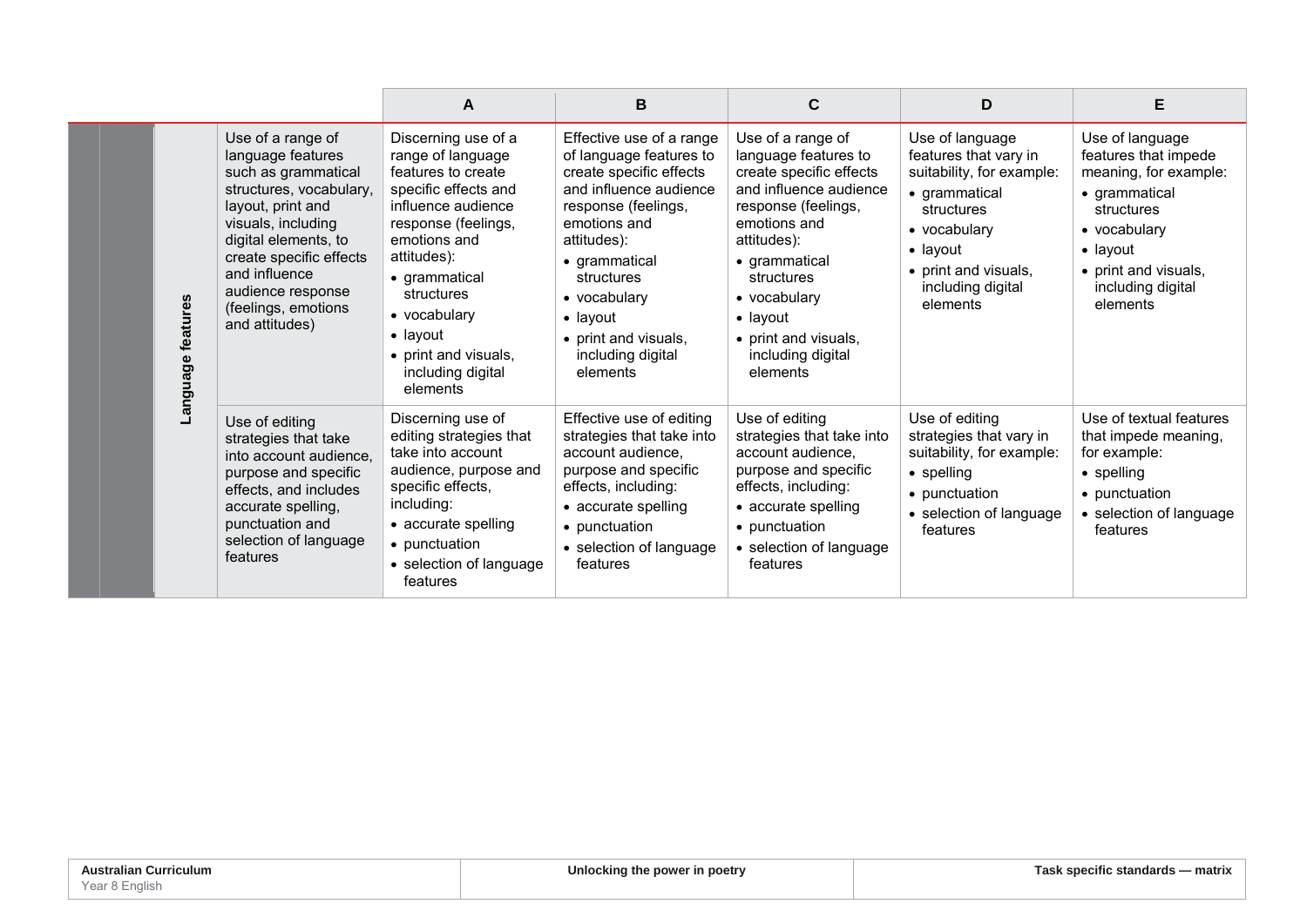| | | A | B | C | D | E |
|---|---|---|---|---|---|---|
| Language features | Use of a range of language features such as grammatical structures, vocabulary, layout, print and visuals, including digital elements, to create specific effects and influence audience response (feelings, emotions and attitudes) | Discerning use of a range of language features to create specific effects and influence audience response (feelings, emotions and attitudes): <br>• grammatical structures <br>• vocabulary <br>• layout <br>• print and visuals, including digital elements | Effective use of a range of language features to create specific effects and influence audience response (feelings, emotions and attitudes): <br>• grammatical structures <br>• vocabulary <br>• layout <br>• print and visuals, including digital elements | Use of a range of language features to create specific effects and influence audience response (feelings, emotions and attitudes): <br>• grammatical structures <br>• vocabulary <br>• layout <br>• print and visuals, including digital elements | Use of language features that vary in suitability, for example: <br>• grammatical structures <br>• vocabulary <br>• layout <br>• print and visuals, including digital elements | Use of language features that impede meaning, for example: <br>• grammatical structures <br>• vocabulary <br>• layout <br>• print and visuals, including digital elements |
| | Use of editing strategies that take into account audience, purpose and specific effects, and includes accurate spelling, punctuation and selection of language features | Discerning use of editing strategies that take into account audience, purpose and specific effects, including: <br>• accurate spelling <br>• punctuation <br>• selection of language features | Effective use of editing strategies that take into account audience, purpose and specific effects, including: <br>• accurate spelling <br>• punctuation <br>• selection of language features | Use of editing strategies that take into account audience, purpose and specific effects, including: <br>• accurate spelling <br>• punctuation <br>• selection of language features | Use of editing strategies that vary in suitability, for example: <br>• spelling <br>• punctuation <br>• selection of language features | Use of textual features that impede meaning, for example: <br>• spelling <br>• punctuation <br>• selection of language features |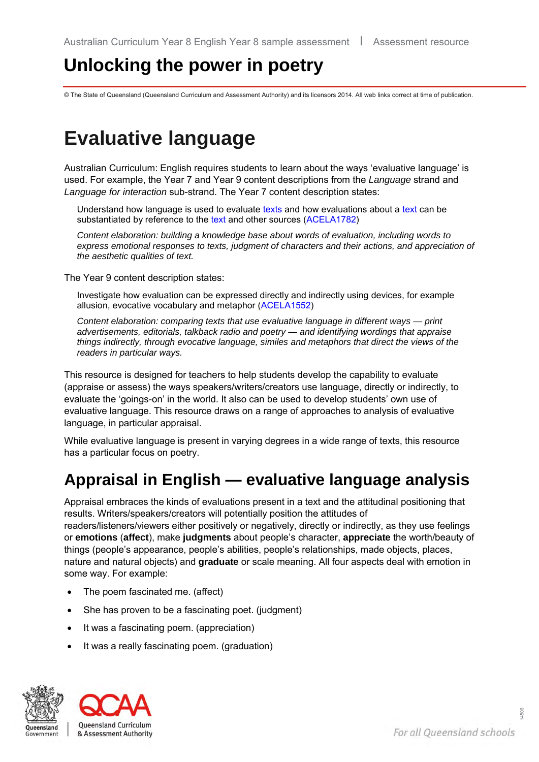# Unlocking the power in poetry

© The State of Queensland (Queensland Curriculum and Assessment Authority) and its licensors 2014. All web links correct at time of publication.

# Evaluative language

Australian Curriculum: English requires students to learn about the ways 'evaluative language' is used. For example, the Year 7 and Year 9 content descriptions from the *Language* strand and *Language for interaction* sub-strand. The Year 7 content description states:

> Understand how language is used to evaluate texts and how evaluations about a text can be substantiated by reference to the text and other sources (ACELA1782)
>
> *Content elaboration: building a knowledge base about words of evaluation, including words to express emotional responses to texts, judgment of characters and their actions, and appreciation of the aesthetic qualities of text.*

The Year 9 content description states:

> Investigate how evaluation can be expressed directly and indirectly using devices, for example allusion, evocative vocabulary and metaphor (ACELA1552)
>
> *Content elaboration: comparing texts that use evaluative language in different ways — print advertisements, editorials, talkback radio and poetry — and identifying wordings that appraise things indirectly, through evocative language, similes and metaphors that direct the views of the readers in particular ways.*

This resource is designed for teachers to help students develop the capability to evaluate (appraise or assess) the ways speakers/writers/creators use language, directly or indirectly, to evaluate the 'goings-on' in the world. It also can be used to develop students' own use of evaluative language. This resource draws on a range of approaches to analysis of evaluative language, in particular appraisal.

While evaluative language is present in varying degrees in a wide range of texts, this resource has a particular focus on poetry.

## Appraisal in English — evaluative language analysis

Appraisal embraces the kinds of evaluations present in a text and the attitudinal positioning that results. Writers/speakers/creators will potentially position the attitudes of readers/listeners/viewers either positively or negatively, directly or indirectly, as they use feelings or **emotions** (**affect**), make **judgments** about people's character, **appreciate** the worth/beauty of things (people's appearance, people's abilities, people's relationships, made objects, places, nature and natural objects) and **graduate** or scale meaning. All four aspects deal with emotion in some way. For example:

- The poem fascinated me. (affect)
- She has proven to be a fascinating poet. (judgment)
- It was a fascinating poem. (appreciation)
- It was a really fascinating poem. (graduation)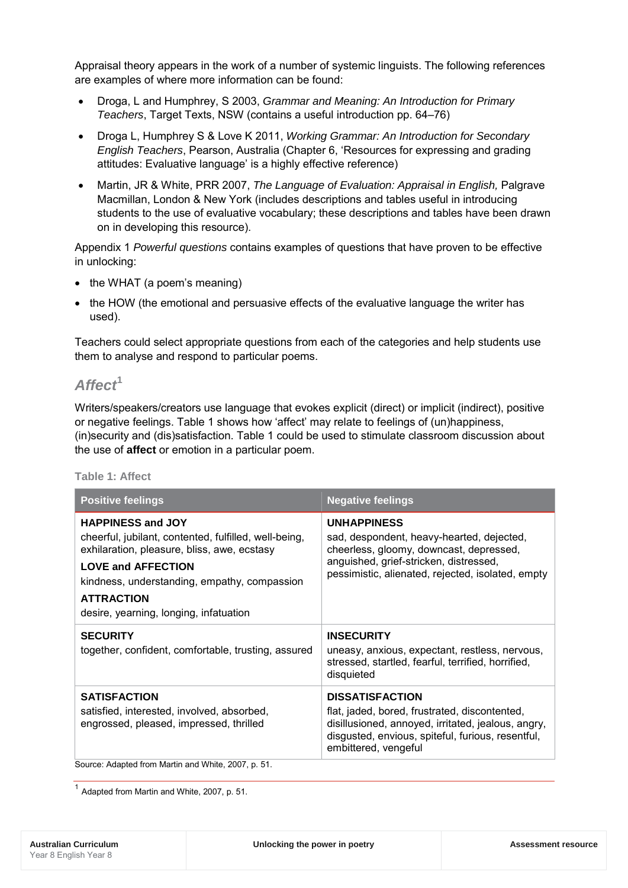Appraisal theory appears in the work of a number of systemic linguists. The following references are examples of where more information can be found:

- Droga, L and Humphrey, S 2003, *Grammar and Meaning: An Introduction for Primary Teachers*, Target Texts, NSW (contains a useful introduction pp. 64–76)
- Droga L, Humphrey S & Love K 2011, *Working Grammar: An Introduction for Secondary English Teachers*, Pearson, Australia (Chapter 6, 'Resources for expressing and grading attitudes: Evaluative language' is a highly effective reference)
- Martin, JR & White, PRR 2007, *The Language of Evaluation: Appraisal in English,* Palgrave Macmillan, London & New York (includes descriptions and tables useful in introducing students to the use of evaluative vocabulary; these descriptions and tables have been drawn on in developing this resource).

Appendix 1 *Powerful questions* contains examples of questions that have proven to be effective in unlocking:

- the WHAT (a poem's meaning)
- the HOW (the emotional and persuasive effects of the evaluative language the writer has used).

Teachers could select appropriate questions from each of the categories and help students use them to analyse and respond to particular poems.

## *Affect*[1]

Writers/speakers/creators use language that evokes explicit (direct) or implicit (indirect), positive or negative feelings. Table 1 shows how 'affect' may relate to feelings of (un)happiness, (in)security and (dis)satisfaction. Table 1 could be used to stimulate classroom discussion about the use of **affect** or emotion in a particular poem.

**Table 1: Affect**

| Positive feelings | Negative feelings |
|---|---|
| **HAPPINESS and JOY** cheerful, jubilant, contented, fulfilled, well-being, exhilaration, pleasure, bliss, awe, ecstasy **LOVE and AFFECTION** kindness, understanding, empathy, compassion **ATTRACTION** desire, yearning, longing, infatuation | **UNHAPPINESS** sad, despondent, heavy-hearted, dejected, cheerless, gloomy, downcast, depressed, anguished, grief-stricken, distressed, pessimistic, alienated, rejected, isolated, empty |
| **SECURITY** together, confident, comfortable, trusting, assured | **INSECURITY** uneasy, anxious, expectant, restless, nervous, stressed, startled, fearful, terrified, horrified, disquieted |
| **SATISFACTION** satisfied, interested, involved, absorbed, engrossed, pleased, impressed, thrilled | **DISSATISFACTION** flat, jaded, bored, frustrated, discontented, disillusioned, annoyed, irritated, jealous, angry, disgusted, envious, spiteful, furious, resentful, embittered, vengeful |

Source: Adapted from Martin and White, 2007, p. 51.

[1] Adapted from Martin and White, 2007, p. 51.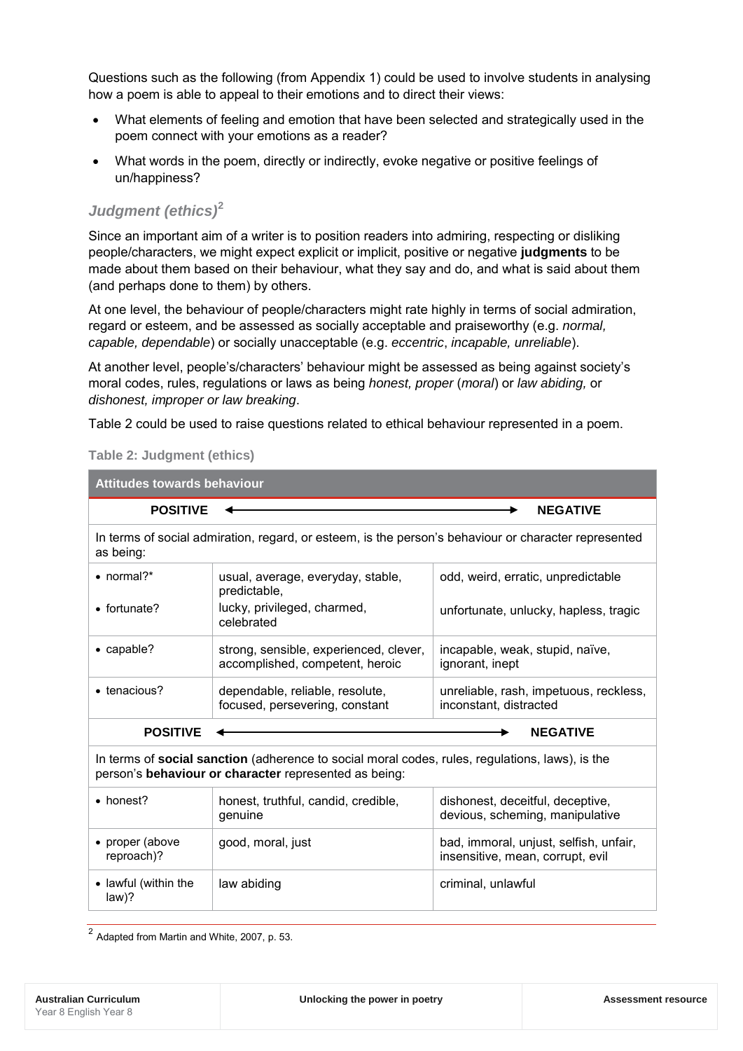Questions such as the following (from Appendix 1) could be used to involve students in analysing how a poem is able to appeal to their emotions and to direct their views:

- What elements of feeling and emotion that have been selected and strategically used in the poem connect with your emotions as a reader?
- What words in the poem, directly or indirectly, evoke negative or positive feelings of un/happiness?

### *Judgment (ethics)*[2]

Since an important aim of a writer is to position readers into admiring, respecting or disliking people/characters, we might expect explicit or implicit, positive or negative **judgments** to be made about them based on their behaviour, what they say and do, and what is said about them (and perhaps done to them) by others.

At one level, the behaviour of people/characters might rate highly in terms of social admiration, regard or esteem, and be assessed as socially acceptable and praiseworthy (e.g. *normal, capable, dependable*) or socially unacceptable (e.g. *eccentric*, *incapable, unreliable*).

At another level, people's/characters' behaviour might be assessed as being against society's moral codes, rules, regulations or laws as being *honest, proper* (*moral*) or *law abiding,* or *dishonest, improper or law breaking*.

Table 2 could be used to raise questions related to ethical behaviour represented in a poem.

**Table 2: Judgment (ethics)**

| Attitudes towards behaviour | | |
|---|---|---|
| **POSITIVE** ← | → | **NEGATIVE** |
| In terms of social admiration, regard, or esteem, is the person's behaviour or character represented as being: | | |
| • normal?* | usual, average, everyday, stable, predictable, | odd, weird, erratic, unpredictable |
| • fortunate? | lucky, privileged, charmed, celebrated | unfortunate, unlucky, hapless, tragic |
| • capable? | strong, sensible, experienced, clever, accomplished, competent, heroic | incapable, weak, stupid, naïve, ignorant, inept |
| • tenacious? | dependable, reliable, resolute, focused, persevering, constant | unreliable, rash, impetuous, reckless, inconstant, distracted |
| **POSITIVE** ← | → | **NEGATIVE** |
| In terms of **social sanction** (adherence to social moral codes, rules, regulations, laws), is the person's **behaviour or character** represented as being: | | |
| • honest? | honest, truthful, candid, credible, genuine | dishonest, deceitful, deceptive, devious, scheming, manipulative |
| • proper (above reproach)? | good, moral, just | bad, immoral, unjust, selfish, unfair, insensitive, mean, corrupt, evil |
| • lawful (within the law)? | law abiding | criminal, unlawful |

[2] Adapted from Martin and White, 2007, p. 53.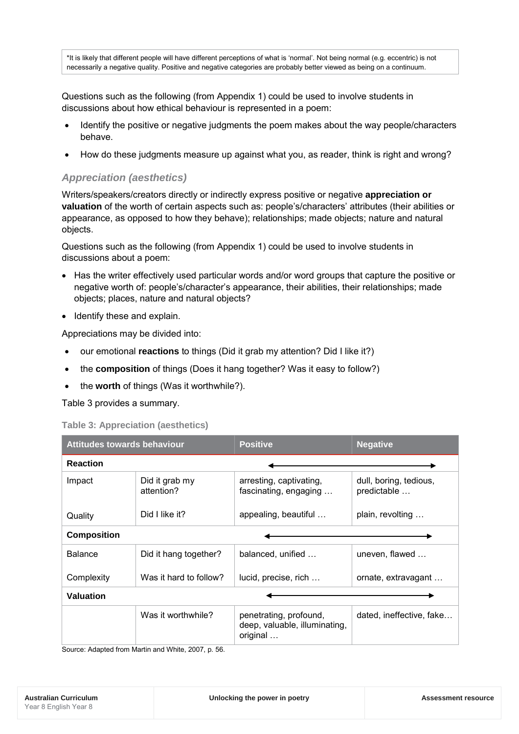*It is likely that different people will have different perceptions of what is 'normal'. Not being normal (e.g. eccentric) is not necessarily a negative quality. Positive and negative categories are probably better viewed as being on a continuum.

Questions such as the following (from Appendix 1) could be used to involve students in discussions about how ethical behaviour is represented in a poem:

- Identify the positive or negative judgments the poem makes about the way people/characters behave.
- How do these judgments measure up against what you, as reader, think is right and wrong?

### *Appreciation (aesthetics)*

Writers/speakers/creators directly or indirectly express positive or negative **appreciation or valuation** of the worth of certain aspects such as: people's/characters' attributes (their abilities or appearance, as opposed to how they behave); relationships; made objects; nature and natural objects.

Questions such as the following (from Appendix 1) could be used to involve students in discussions about a poem:

- Has the writer effectively used particular words and/or word groups that capture the positive or negative worth of: people's/character's appearance, their abilities, their relationships; made objects; places, nature and natural objects?
- Identify these and explain.

Appreciations may be divided into:

- our emotional **reactions** to things (Did it grab my attention? Did I like it?)
- the **composition** of things (Does it hang together? Was it easy to follow?)
- the **worth** of things (Was it worthwhile?).

Table 3 provides a summary.

**Table 3: Appreciation (aesthetics)**

| Attitudes towards behaviour | | Positive | Negative |
|---|---|---|---|
| **Reaction** | | ←—— | ——→ |
| Impact | Did it grab my attention? | arresting, captivating, fascinating, engaging … | dull, boring, tedious, predictable … |
| Quality | Did I like it? | appealing, beautiful … | plain, revolting … |
| **Composition** | | ←—— | ——→ |
| Balance | Did it hang together? | balanced, unified … | uneven, flawed … |
| Complexity | Was it hard to follow? | lucid, precise, rich … | ornate, extravagant … |
| **Valuation** | | ←—— | ——→ |
| | Was it worthwhile? | penetrating, profound, deep, valuable, illuminating, original … | dated, ineffective, fake… |

Source: Adapted from Martin and White, 2007, p. 56.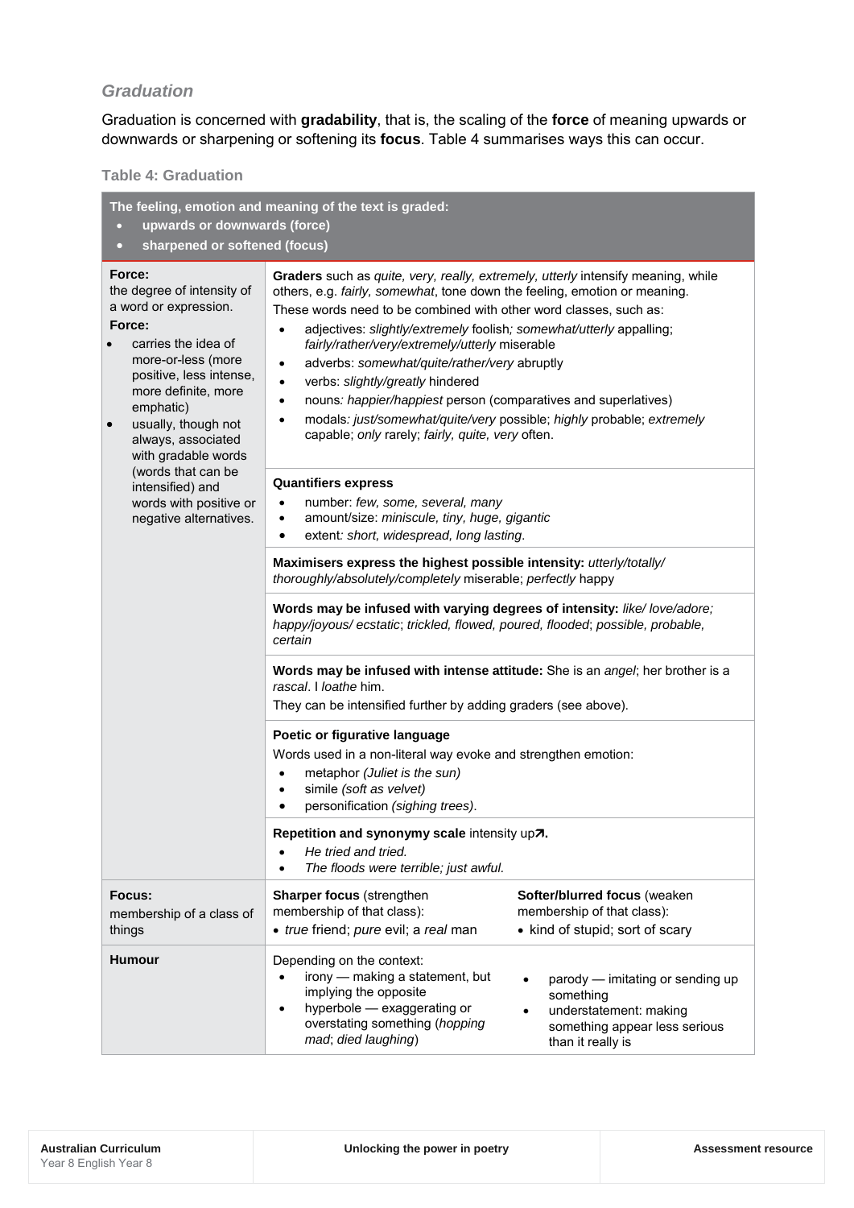### *Graduation*

Graduation is concerned with **gradability**, that is, the scaling of the **force** of meaning upwards or downwards or sharpening or softening its **focus**. Table 4 summarises ways this can occur.

**Table 4: Graduation**

| **The feeling, emotion and meaning of the text is graded:**<br>• **upwards or downwards (force)**<br>• **sharpened or softened (focus)** | | |
|---|---|---|
| **Force:**<br>the degree of intensity of a word or expression.<br>**Force:**<br>• carries the idea of more-or-less (more positive, less intense, more definite, more emphatic)<br>• usually, though not always, associated with gradable words (words that can be intensified) and words with positive or negative alternatives. | **Graders** such as *quite, very, really, extremely, utterly* intensify meaning, while others, e.g. *fairly, somewhat*, tone down the feeling, emotion or meaning.<br>These words need to be combined with other word classes, such as:<br>• adjectives: *slightly/extremely* foolish*; somewhat/utterly* appalling; *fairly/rather/very/extremely/utterly* miserable<br>• adverbs: *somewhat/quite/rather/very* abruptly<br>• verbs: *slightly/greatly* hindered<br>• nouns*: happier/happiest* person (comparatives and superlatives)<br>• modals*: just/somewhat/quite/very* possible; *highly* probable; *extremely* capable; *only* rarely; *fairly, quite, very* often. | |
| | **Quantifiers express**<br>• number: *few, some, several, many*<br>• amount/size: *miniscule, tiny, huge, gigantic*<br>• extent*: short, widespread, long lasting*. | |
| | **Maximisers express the highest possible intensity:** *utterly/totally/ thoroughly/absolutely/completely* miserable; *perfectly* happy | |
| | **Words may be infused with varying degrees of intensity:** *like/ love/adore; happy/joyous/ ecstatic*; *trickled, flowed, poured, flooded*; *possible, probable, certain* | |
| | **Words may be infused with intense attitude:** She is an *angel*; her brother is a *rascal*. I *loathe* him.<br>They can be intensified further by adding graders (see above). | |
| | **Poetic or figurative language**<br>Words used in a non-literal way evoke and strengthen emotion:<br>• metaphor *(Juliet is the sun)*<br>• simile *(soft as velvet)*<br>• personification *(sighing trees)*. | |
| | **Repetition and synonymy scale** intensity up**↗.**<br>• *He tried and tried.*<br>• *The floods were terrible; just awful.* | |
| **Focus:**<br>membership of a class of things | **Sharper focus** (strengthen membership of that class):<br>• *true* friend; *pure* evil; a *real* man | **Softer/blurred focus** (weaken membership of that class):<br>• kind of stupid; sort of scary |
| **Humour** | Depending on the context:<br>• irony — making a statement, but implying the opposite<br>• hyperbole — exaggerating or overstating something (*hopping mad*; *died laughing*) | • parody — imitating or sending up something<br>• understatement: making something appear less serious than it really is |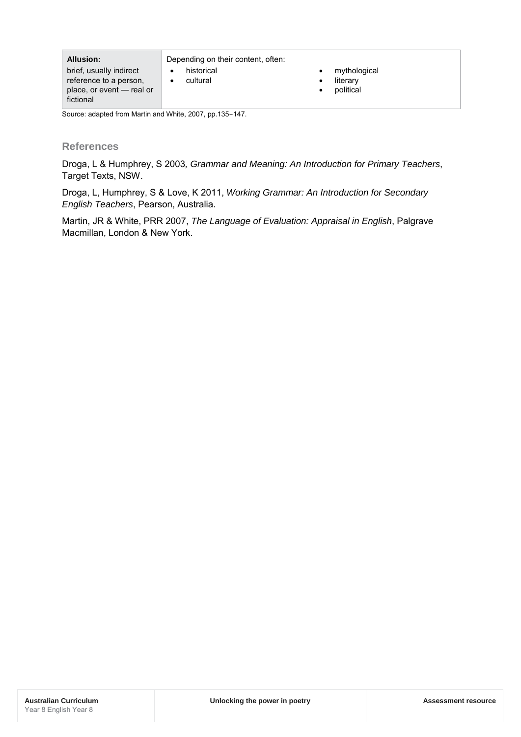| **Allusion:** brief, usually indirect reference to a person, place, or event — real or fictional | Depending on their content, often:<br>• historical<br>• cultural<br>• mythological<br>• literary<br>• political |
|---|---|

Source: adapted from Martin and White, 2007, pp.135–147.

## References

Droga, L & Humphrey, S 2003*, Grammar and Meaning: An Introduction for Primary Teachers*, Target Texts, NSW.

Droga, L, Humphrey, S & Love, K 2011, *Working Grammar: An Introduction for Secondary English Teachers*, Pearson, Australia.

Martin, JR & White, PRR 2007, *The Language of Evaluation: Appraisal in English*, Palgrave Macmillan, London & New York.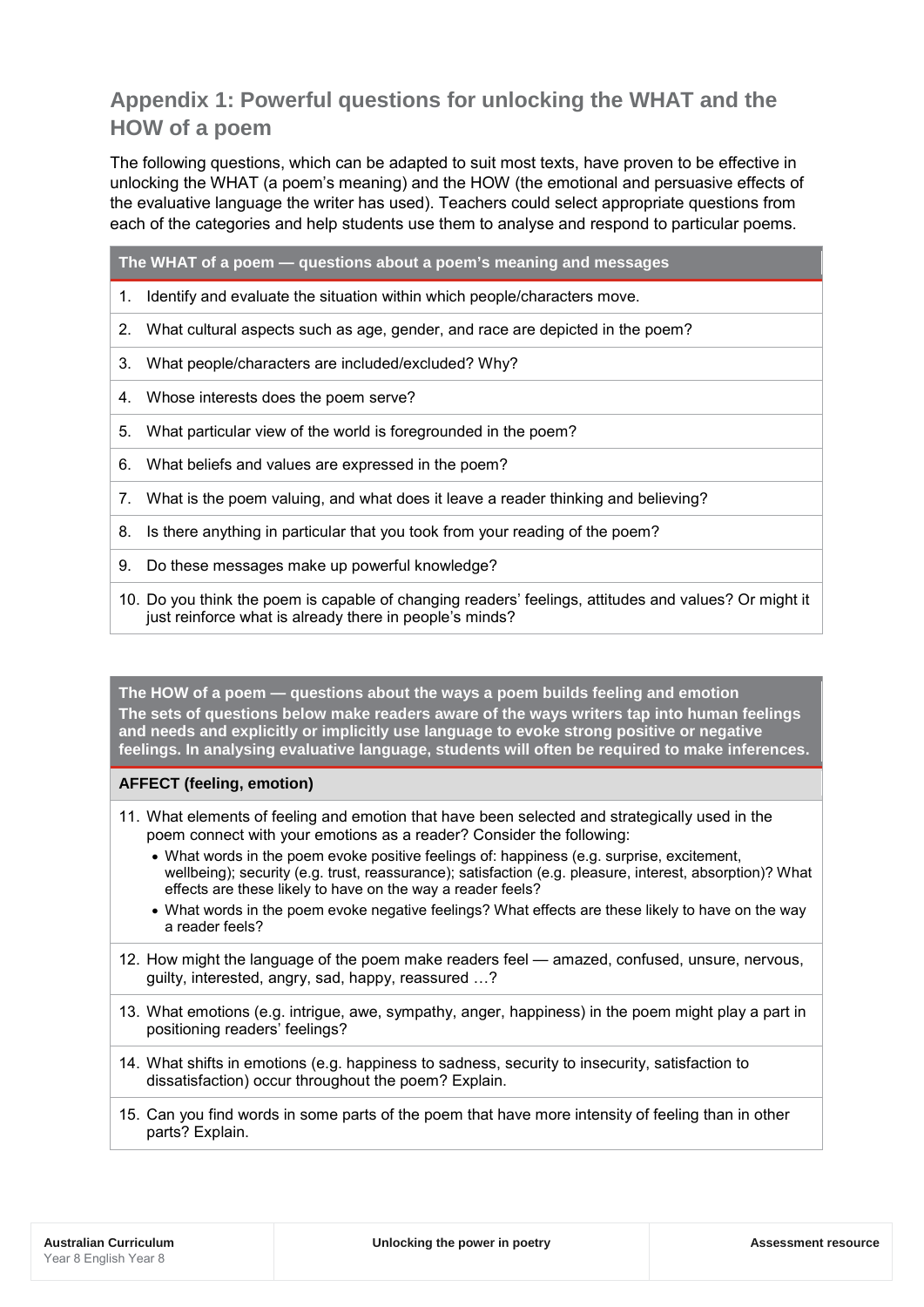## Appendix 1: Powerful questions for unlocking the WHAT and the HOW of a poem

The following questions, which can be adapted to suit most texts, have proven to be effective in unlocking the WHAT (a poem's meaning) and the HOW (the emotional and persuasive effects of the evaluative language the writer has used). Teachers could select appropriate questions from each of the categories and help students use them to analyse and respond to particular poems.

| **The WHAT of a poem — questions about a poem's meaning and messages** |
|---|
| 1. Identify and evaluate the situation within which people/characters move. |
| 2. What cultural aspects such as age, gender, and race are depicted in the poem? |
| 3. What people/characters are included/excluded? Why? |
| 4. Whose interests does the poem serve? |
| 5. What particular view of the world is foregrounded in the poem? |
| 6. What beliefs and values are expressed in the poem? |
| 7. What is the poem valuing, and what does it leave a reader thinking and believing? |
| 8. Is there anything in particular that you took from your reading of the poem? |
| 9. Do these messages make up powerful knowledge? |
| 10. Do you think the poem is capable of changing readers' feelings, attitudes and values? Or might it just reinforce what is already there in people's minds? |

| **The HOW of a poem — questions about the ways a poem builds feeling and emotion** **The sets of questions below make readers aware of the ways writers tap into human feelings and needs and explicitly or implicitly use language to evoke strong positive or negative feelings. In analysing evaluative language, students will often be required to make inferences.** |
|---|
| **AFFECT (feeling, emotion)** |
| 11. What elements of feeling and emotion that have been selected and strategically used in the poem connect with your emotions as a reader? Consider the following:<br>• What words in the poem evoke positive feelings of: happiness (e.g. surprise, excitement, wellbeing); security (e.g. trust, reassurance); satisfaction (e.g. pleasure, interest, absorption)? What effects are these likely to have on the way a reader feels?<br>• What words in the poem evoke negative feelings? What effects are these likely to have on the way a reader feels? |
| 12. How might the language of the poem make readers feel — amazed, confused, unsure, nervous, guilty, interested, angry, sad, happy, reassured …? |
| 13. What emotions (e.g. intrigue, awe, sympathy, anger, happiness) in the poem might play a part in positioning readers' feelings? |
| 14. What shifts in emotions (e.g. happiness to sadness, security to insecurity, satisfaction to dissatisfaction) occur throughout the poem? Explain. |
| 15. Can you find words in some parts of the poem that have more intensity of feeling than in other parts? Explain. |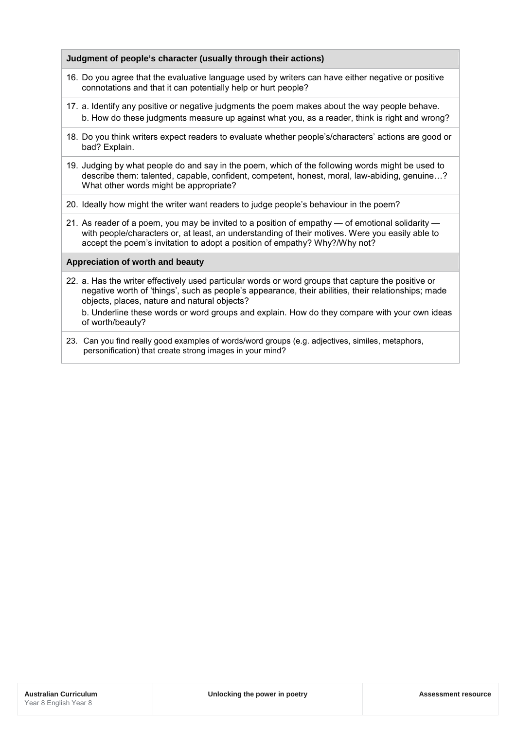**Judgment of people's character (usually through their actions)**

16. Do you agree that the evaluative language used by writers can have either negative or positive connotations and that it can potentially help or hurt people?

17. a. Identify any positive or negative judgments the poem makes about the way people behave.
    b. How do these judgments measure up against what you, as a reader, think is right and wrong?

18. Do you think writers expect readers to evaluate whether people's/characters' actions are good or bad? Explain.

19. Judging by what people do and say in the poem, which of the following words might be used to describe them: talented, capable, confident, competent, honest, moral, law-abiding, genuine…? What other words might be appropriate?

20. Ideally how might the writer want readers to judge people's behaviour in the poem?

21. As reader of a poem, you may be invited to a position of empathy — of emotional solidarity — with people/characters or, at least, an understanding of their motives. Were you easily able to accept the poem's invitation to adopt a position of empathy? Why?/Why not?

**Appreciation of worth and beauty**

22. a. Has the writer effectively used particular words or word groups that capture the positive or negative worth of 'things', such as people's appearance, their abilities, their relationships; made objects, places, nature and natural objects?
    b. Underline these words or word groups and explain. How do they compare with your own ideas of worth/beauty?

23. Can you find really good examples of words/word groups (e.g. adjectives, similes, metaphors, personification) that create strong images in your mind?